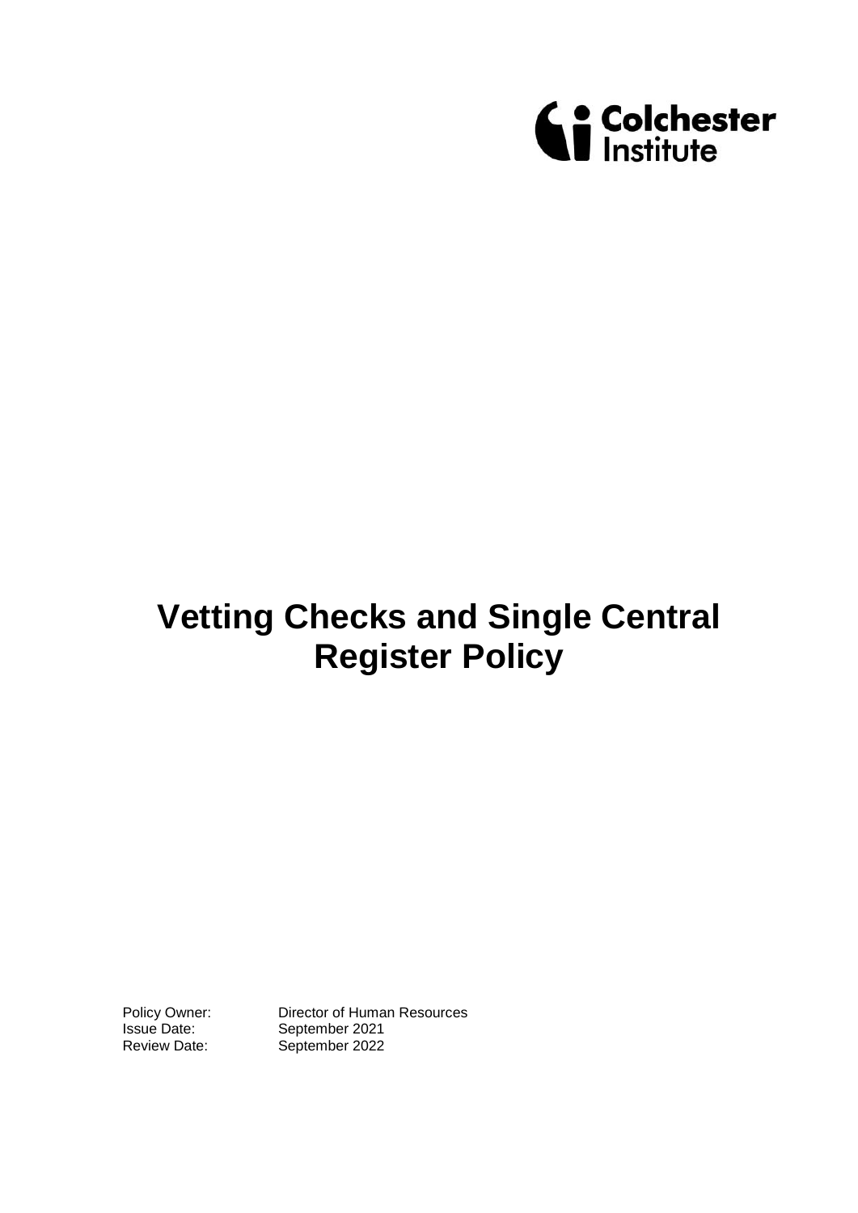Colchester Institute

# Vetting Checks and Single Central Register Policy

Policy Owner: Director of Human Resources
Issue Date: September 2021
Review Date: September 2022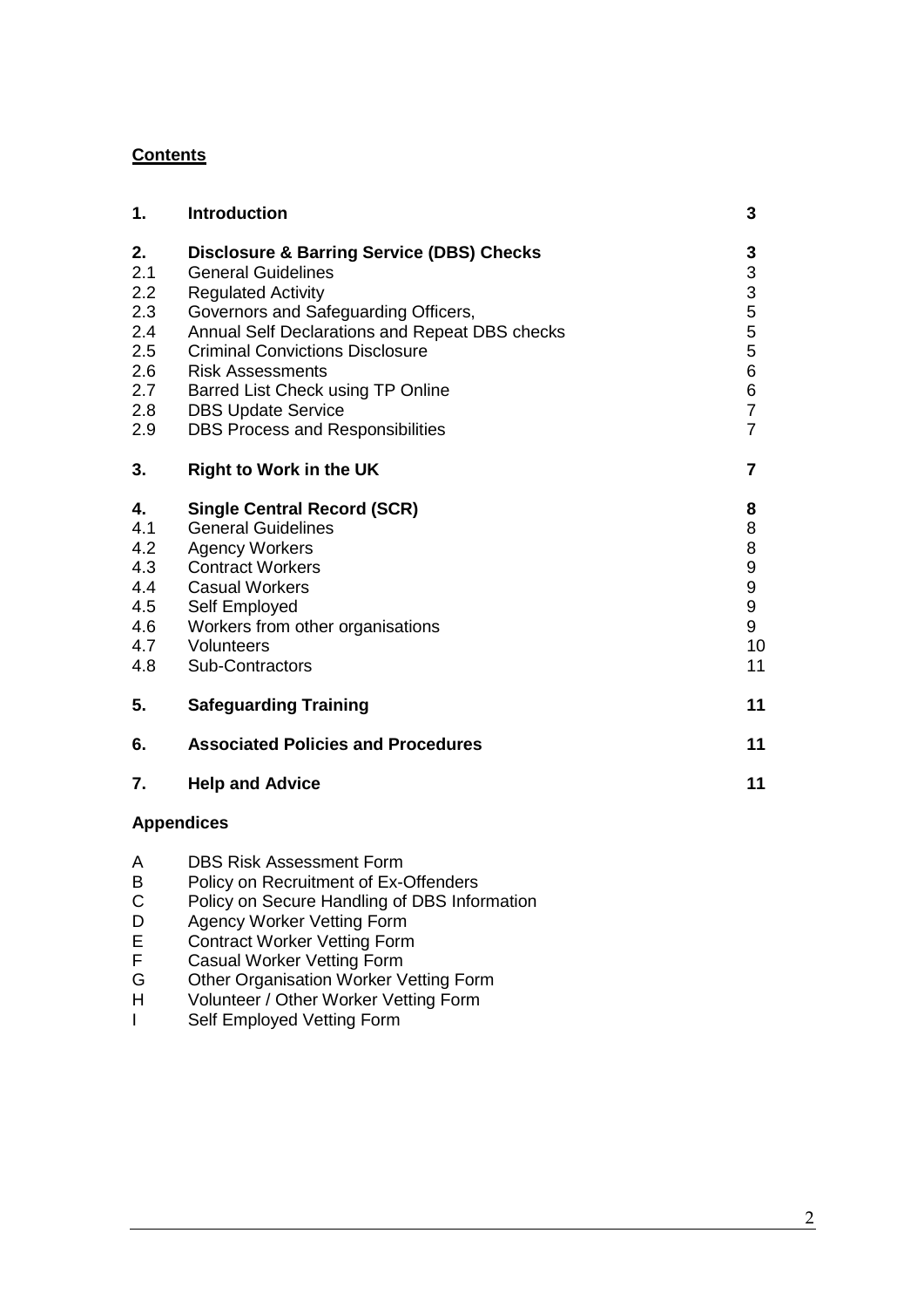## Contents

| | | |
|---|---|---|
| **1.** | **Introduction** | **3** |
| **2.** | **Disclosure & Barring Service (DBS) Checks** | **3** |
| 2.1 | General Guidelines | 3 |
| 2.2 | Regulated Activity | 3 |
| 2.3 | Governors and Safeguarding Officers, | 5 |
| 2.4 | Annual Self Declarations and Repeat DBS checks | 5 |
| 2.5 | Criminal Convictions Disclosure | 5 |
| 2.6 | Risk Assessments | 6 |
| 2.7 | Barred List Check using TP Online | 6 |
| 2.8 | DBS Update Service | 7 |
| 2.9 | DBS Process and Responsibilities | 7 |
| **3.** | **Right to Work in the UK** | **7** |
| **4.** | **Single Central Record (SCR)** | **8** |
| 4.1 | General Guidelines | 8 |
| 4.2 | Agency Workers | 8 |
| 4.3 | Contract Workers | 9 |
| 4.4 | Casual Workers | 9 |
| 4.5 | Self Employed | 9 |
| 4.6 | Workers from other organisations | 9 |
| 4.7 | Volunteers | 10 |
| 4.8 | Sub-Contractors | 11 |
| **5.** | **Safeguarding Training** | **11** |
| **6.** | **Associated Policies and Procedures** | **11** |
| **7.** | **Help and Advice** | **11** |

**Appendices**

| | |
|---|---|
| A | DBS Risk Assessment Form |
| B | Policy on Recruitment of Ex-Offenders |
| C | Policy on Secure Handling of DBS Information |
| D | Agency Worker Vetting Form |
| E | Contract Worker Vetting Form |
| F | Casual Worker Vetting Form |
| G | Other Organisation Worker Vetting Form |
| H | Volunteer / Other Worker Vetting Form |
| I | Self Employed Vetting Form |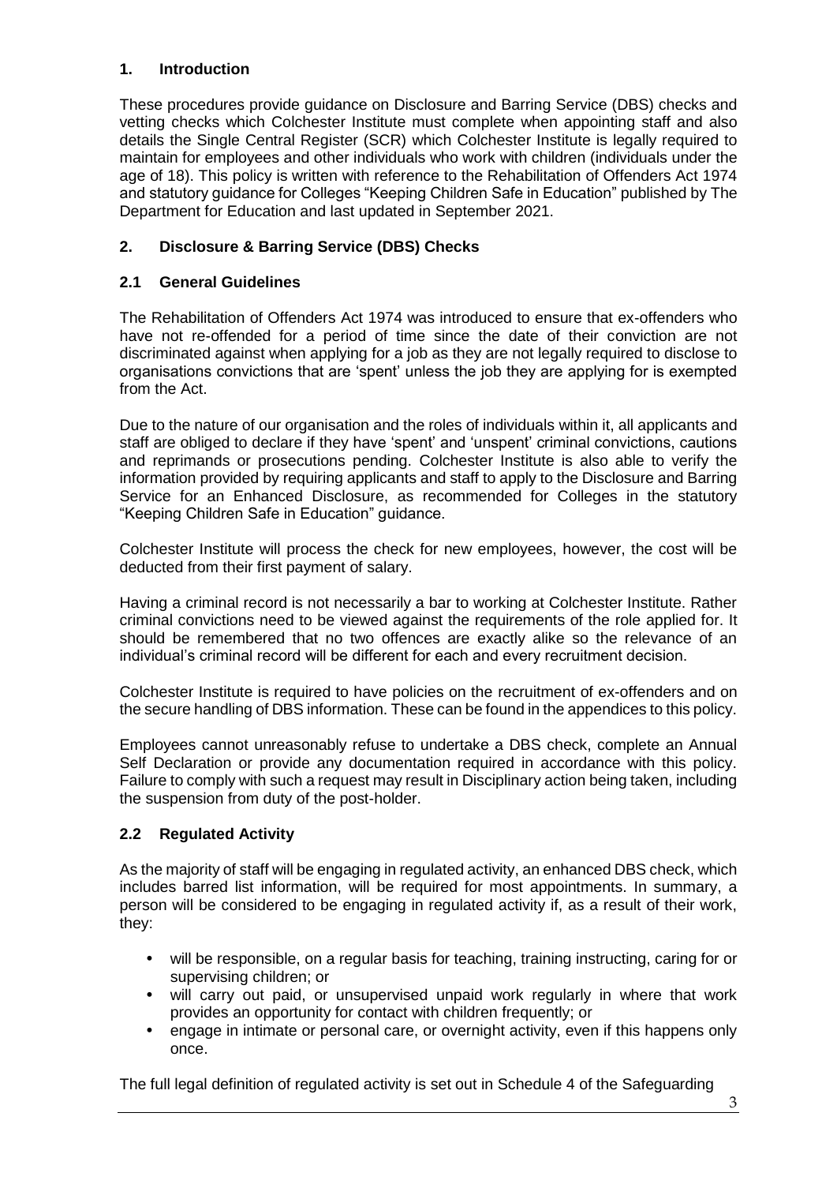## 1. Introduction

These procedures provide guidance on Disclosure and Barring Service (DBS) checks and vetting checks which Colchester Institute must complete when appointing staff and also details the Single Central Register (SCR) which Colchester Institute is legally required to maintain for employees and other individuals who work with children (individuals under the age of 18). This policy is written with reference to the Rehabilitation of Offenders Act 1974 and statutory guidance for Colleges "Keeping Children Safe in Education" published by The Department for Education and last updated in September 2021.

## 2. Disclosure & Barring Service (DBS) Checks

### 2.1 General Guidelines

The Rehabilitation of Offenders Act 1974 was introduced to ensure that ex-offenders who have not re-offended for a period of time since the date of their conviction are not discriminated against when applying for a job as they are not legally required to disclose to organisations convictions that are 'spent' unless the job they are applying for is exempted from the Act.

Due to the nature of our organisation and the roles of individuals within it, all applicants and staff are obliged to declare if they have 'spent' and 'unspent' criminal convictions, cautions and reprimands or prosecutions pending. Colchester Institute is also able to verify the information provided by requiring applicants and staff to apply to the Disclosure and Barring Service for an Enhanced Disclosure, as recommended for Colleges in the statutory "Keeping Children Safe in Education" guidance.

Colchester Institute will process the check for new employees, however, the cost will be deducted from their first payment of salary.

Having a criminal record is not necessarily a bar to working at Colchester Institute. Rather criminal convictions need to be viewed against the requirements of the role applied for. It should be remembered that no two offences are exactly alike so the relevance of an individual's criminal record will be different for each and every recruitment decision.

Colchester Institute is required to have policies on the recruitment of ex-offenders and on the secure handling of DBS information. These can be found in the appendices to this policy.

Employees cannot unreasonably refuse to undertake a DBS check, complete an Annual Self Declaration or provide any documentation required in accordance with this policy. Failure to comply with such a request may result in Disciplinary action being taken, including the suspension from duty of the post-holder.

### 2.2 Regulated Activity

As the majority of staff will be engaging in regulated activity, an enhanced DBS check, which includes barred list information, will be required for most appointments. In summary, a person will be considered to be engaging in regulated activity if, as a result of their work, they:

- will be responsible, on a regular basis for teaching, training instructing, caring for or supervising children; or
- will carry out paid, or unsupervised unpaid work regularly in where that work provides an opportunity for contact with children frequently; or
- engage in intimate or personal care, or overnight activity, even if this happens only once.

The full legal definition of regulated activity is set out in Schedule 4 of the Safeguarding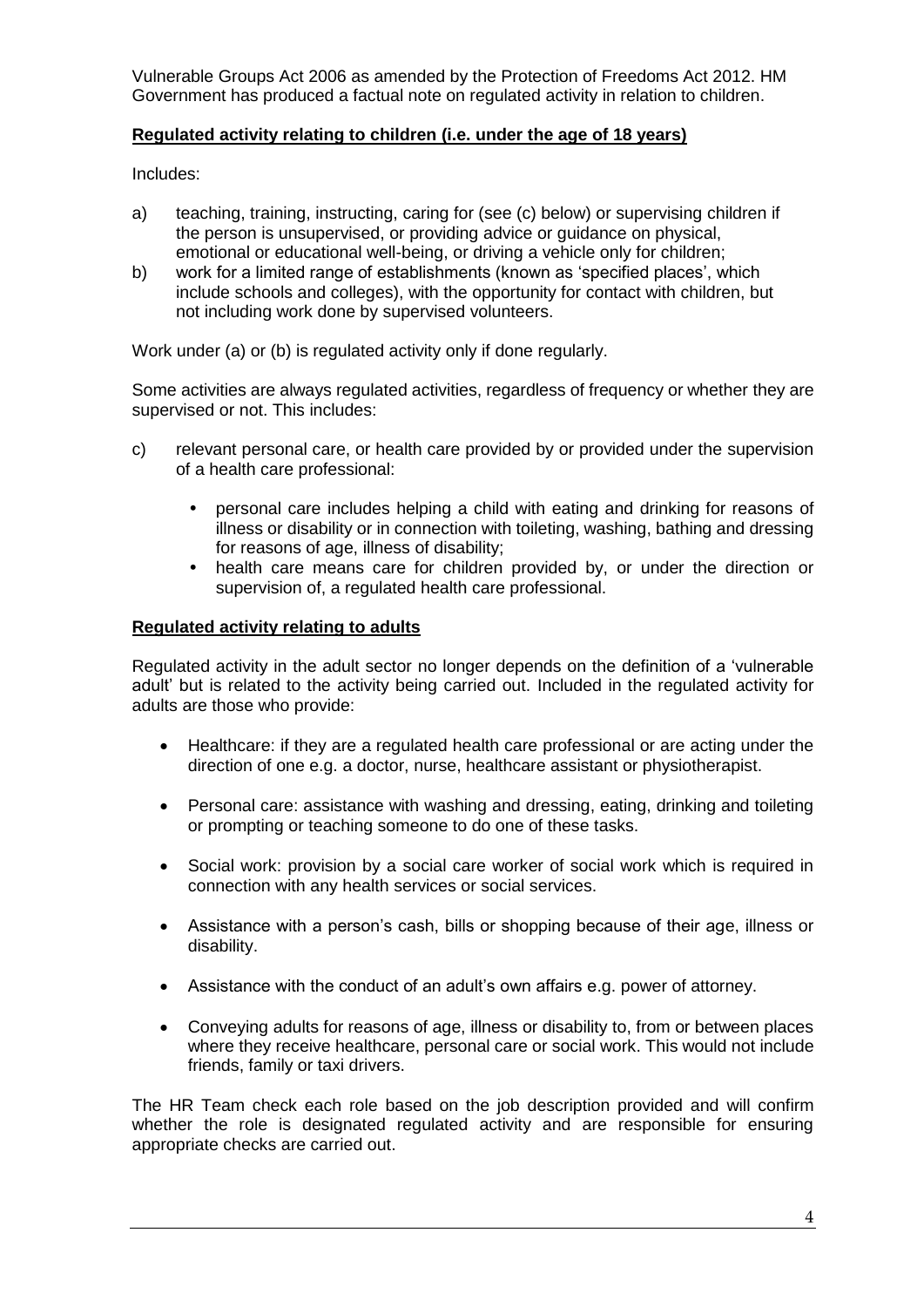Vulnerable Groups Act 2006 as amended by the Protection of Freedoms Act 2012. HM Government has produced a factual note on regulated activity in relation to children.

**Regulated activity relating to children (i.e. under the age of 18 years)**

Includes:

a) teaching, training, instructing, caring for (see (c) below) or supervising children if the person is unsupervised, or providing advice or guidance on physical, emotional or educational well-being, or driving a vehicle only for children;

b) work for a limited range of establishments (known as 'specified places', which include schools and colleges), with the opportunity for contact with children, but not including work done by supervised volunteers.

Work under (a) or (b) is regulated activity only if done regularly.

Some activities are always regulated activities, regardless of frequency or whether they are supervised or not. This includes:

c) relevant personal care, or health care provided by or provided under the supervision of a health care professional:

   - personal care includes helping a child with eating and drinking for reasons of illness or disability or in connection with toileting, washing, bathing and dressing for reasons of age, illness of disability;
   - health care means care for children provided by, or under the direction or supervision of, a regulated health care professional.

**Regulated activity relating to adults**

Regulated activity in the adult sector no longer depends on the definition of a 'vulnerable adult' but is related to the activity being carried out. Included in the regulated activity for adults are those who provide:

- Healthcare: if they are a regulated health care professional or are acting under the direction of one e.g. a doctor, nurse, healthcare assistant or physiotherapist.
- Personal care: assistance with washing and dressing, eating, drinking and toileting or prompting or teaching someone to do one of these tasks.
- Social work: provision by a social care worker of social work which is required in connection with any health services or social services.
- Assistance with a person's cash, bills or shopping because of their age, illness or disability.
- Assistance with the conduct of an adult's own affairs e.g. power of attorney.
- Conveying adults for reasons of age, illness or disability to, from or between places where they receive healthcare, personal care or social work. This would not include friends, family or taxi drivers.

The HR Team check each role based on the job description provided and will confirm whether the role is designated regulated activity and are responsible for ensuring appropriate checks are carried out.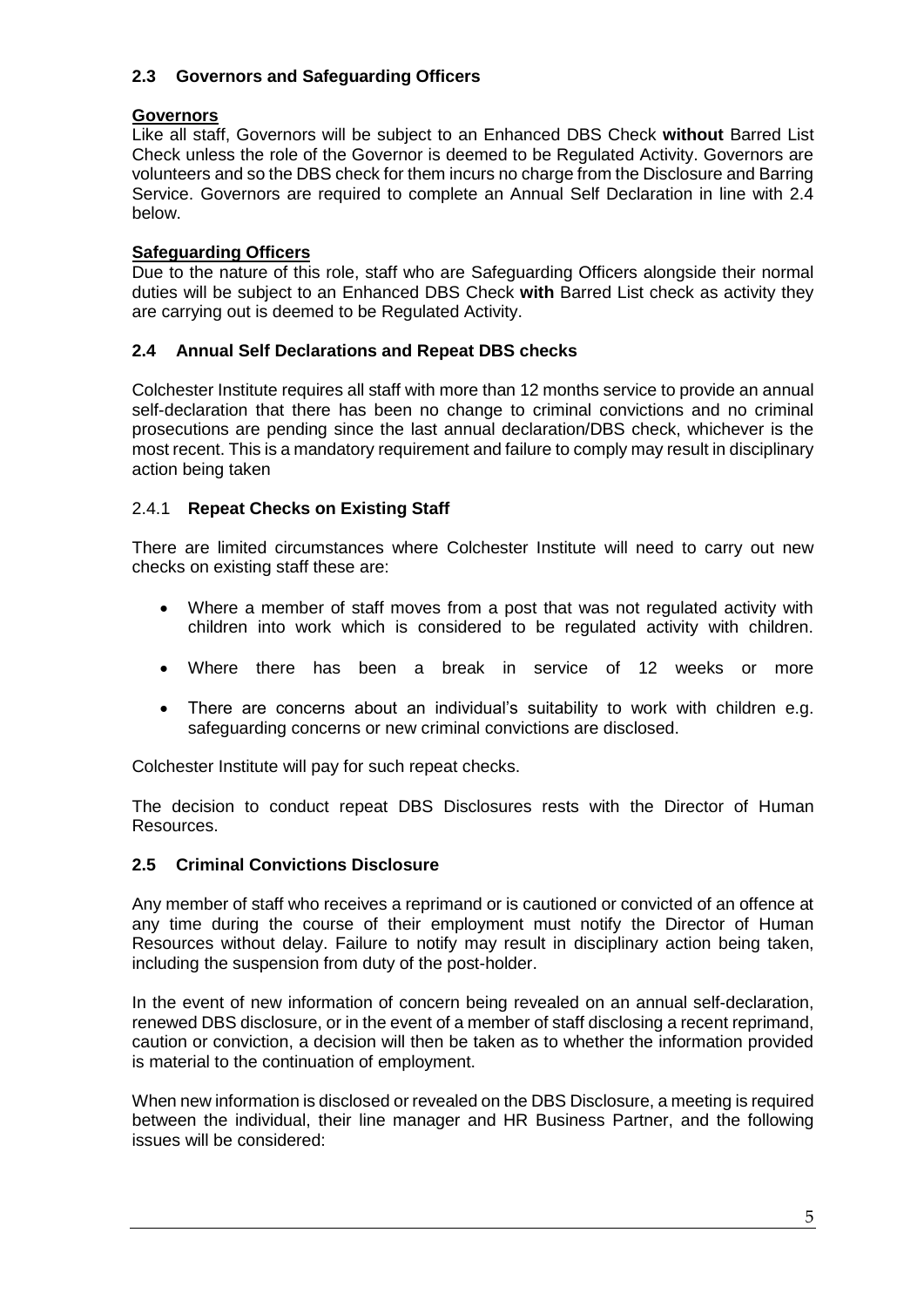## 2.3 Governors and Safeguarding Officers

**Governors**

Like all staff, Governors will be subject to an Enhanced DBS Check **without** Barred List Check unless the role of the Governor is deemed to be Regulated Activity. Governors are volunteers and so the DBS check for them incurs no charge from the Disclosure and Barring Service. Governors are required to complete an Annual Self Declaration in line with 2.4 below.

**Safeguarding Officers**

Due to the nature of this role, staff who are Safeguarding Officers alongside their normal duties will be subject to an Enhanced DBS Check **with** Barred List check as activity they are carrying out is deemed to be Regulated Activity.

## 2.4 Annual Self Declarations and Repeat DBS checks

Colchester Institute requires all staff with more than 12 months service to provide an annual self-declaration that there has been no change to criminal convictions and no criminal prosecutions are pending since the last annual declaration/DBS check, whichever is the most recent. This is a mandatory requirement and failure to comply may result in disciplinary action being taken

### 2.4.1 Repeat Checks on Existing Staff

There are limited circumstances where Colchester Institute will need to carry out new checks on existing staff these are:

- Where a member of staff moves from a post that was not regulated activity with children into work which is considered to be regulated activity with children.
- Where there has been a break in service of 12 weeks or more
- There are concerns about an individual's suitability to work with children e.g. safeguarding concerns or new criminal convictions are disclosed.

Colchester Institute will pay for such repeat checks.

The decision to conduct repeat DBS Disclosures rests with the Director of Human Resources.

## 2.5 Criminal Convictions Disclosure

Any member of staff who receives a reprimand or is cautioned or convicted of an offence at any time during the course of their employment must notify the Director of Human Resources without delay. Failure to notify may result in disciplinary action being taken, including the suspension from duty of the post-holder.

In the event of new information of concern being revealed on an annual self-declaration, renewed DBS disclosure, or in the event of a member of staff disclosing a recent reprimand, caution or conviction, a decision will then be taken as to whether the information provided is material to the continuation of employment.

When new information is disclosed or revealed on the DBS Disclosure, a meeting is required between the individual, their line manager and HR Business Partner, and the following issues will be considered: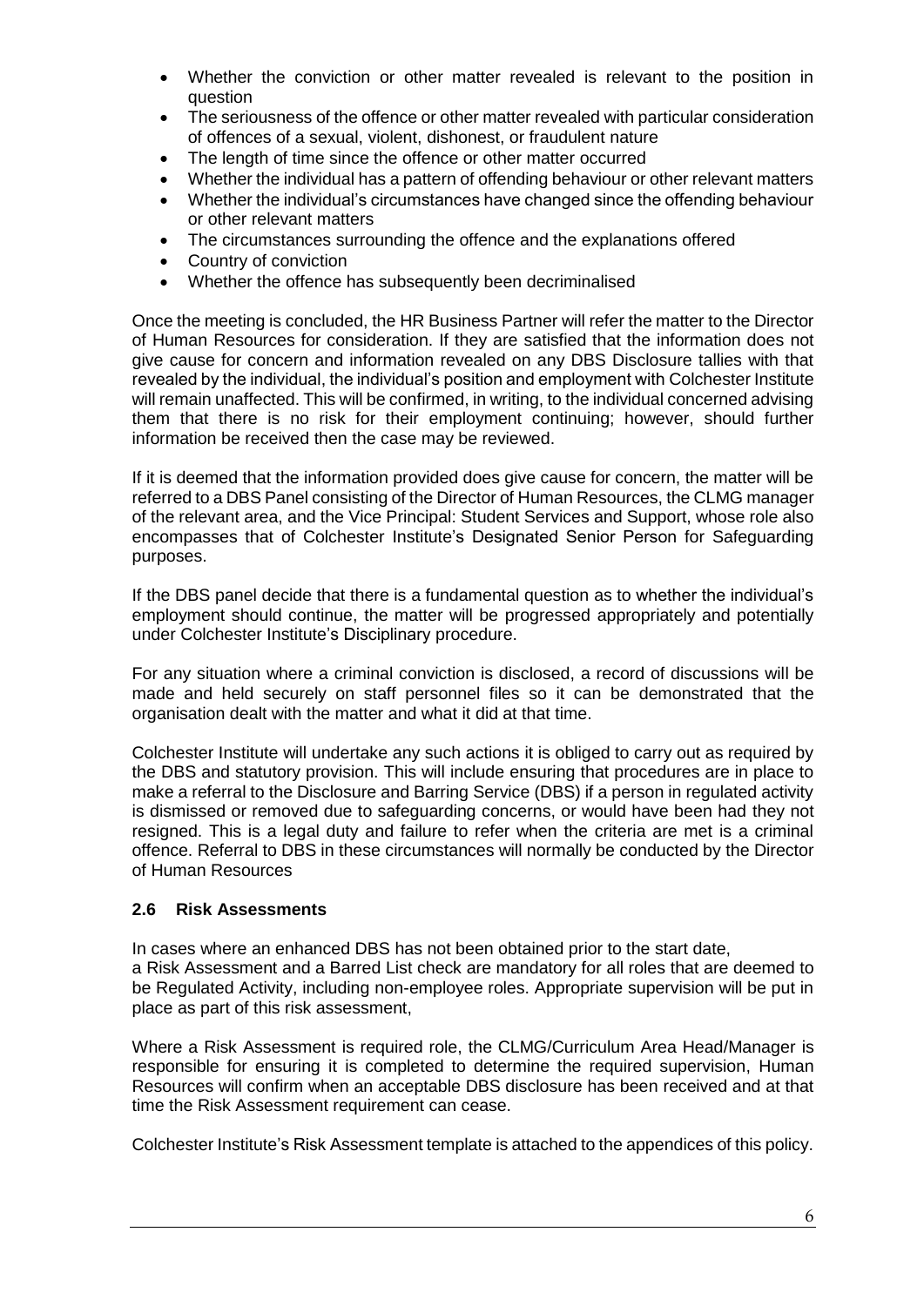- Whether the conviction or other matter revealed is relevant to the position in question
- The seriousness of the offence or other matter revealed with particular consideration of offences of a sexual, violent, dishonest, or fraudulent nature
- The length of time since the offence or other matter occurred
- Whether the individual has a pattern of offending behaviour or other relevant matters
- Whether the individual's circumstances have changed since the offending behaviour or other relevant matters
- The circumstances surrounding the offence and the explanations offered
- Country of conviction
- Whether the offence has subsequently been decriminalised

Once the meeting is concluded, the HR Business Partner will refer the matter to the Director of Human Resources for consideration. If they are satisfied that the information does not give cause for concern and information revealed on any DBS Disclosure tallies with that revealed by the individual, the individual's position and employment with Colchester Institute will remain unaffected. This will be confirmed, in writing, to the individual concerned advising them that there is no risk for their employment continuing; however, should further information be received then the case may be reviewed.

If it is deemed that the information provided does give cause for concern, the matter will be referred to a DBS Panel consisting of the Director of Human Resources, the CLMG manager of the relevant area, and the Vice Principal: Student Services and Support, whose role also encompasses that of Colchester Institute's Designated Senior Person for Safeguarding purposes.

If the DBS panel decide that there is a fundamental question as to whether the individual's employment should continue, the matter will be progressed appropriately and potentially under Colchester Institute's Disciplinary procedure.

For any situation where a criminal conviction is disclosed, a record of discussions will be made and held securely on staff personnel files so it can be demonstrated that the organisation dealt with the matter and what it did at that time.

Colchester Institute will undertake any such actions it is obliged to carry out as required by the DBS and statutory provision. This will include ensuring that procedures are in place to make a referral to the Disclosure and Barring Service (DBS) if a person in regulated activity is dismissed or removed due to safeguarding concerns, or would have been had they not resigned. This is a legal duty and failure to refer when the criteria are met is a criminal offence. Referral to DBS in these circumstances will normally be conducted by the Director of Human Resources

### 2.6 Risk Assessments

In cases where an enhanced DBS has not been obtained prior to the start date, a Risk Assessment and a Barred List check are mandatory for all roles that are deemed to be Regulated Activity, including non-employee roles. Appropriate supervision will be put in place as part of this risk assessment,

Where a Risk Assessment is required role, the CLMG/Curriculum Area Head/Manager is responsible for ensuring it is completed to determine the required supervision, Human Resources will confirm when an acceptable DBS disclosure has been received and at that time the Risk Assessment requirement can cease.

Colchester Institute's Risk Assessment template is attached to the appendices of this policy.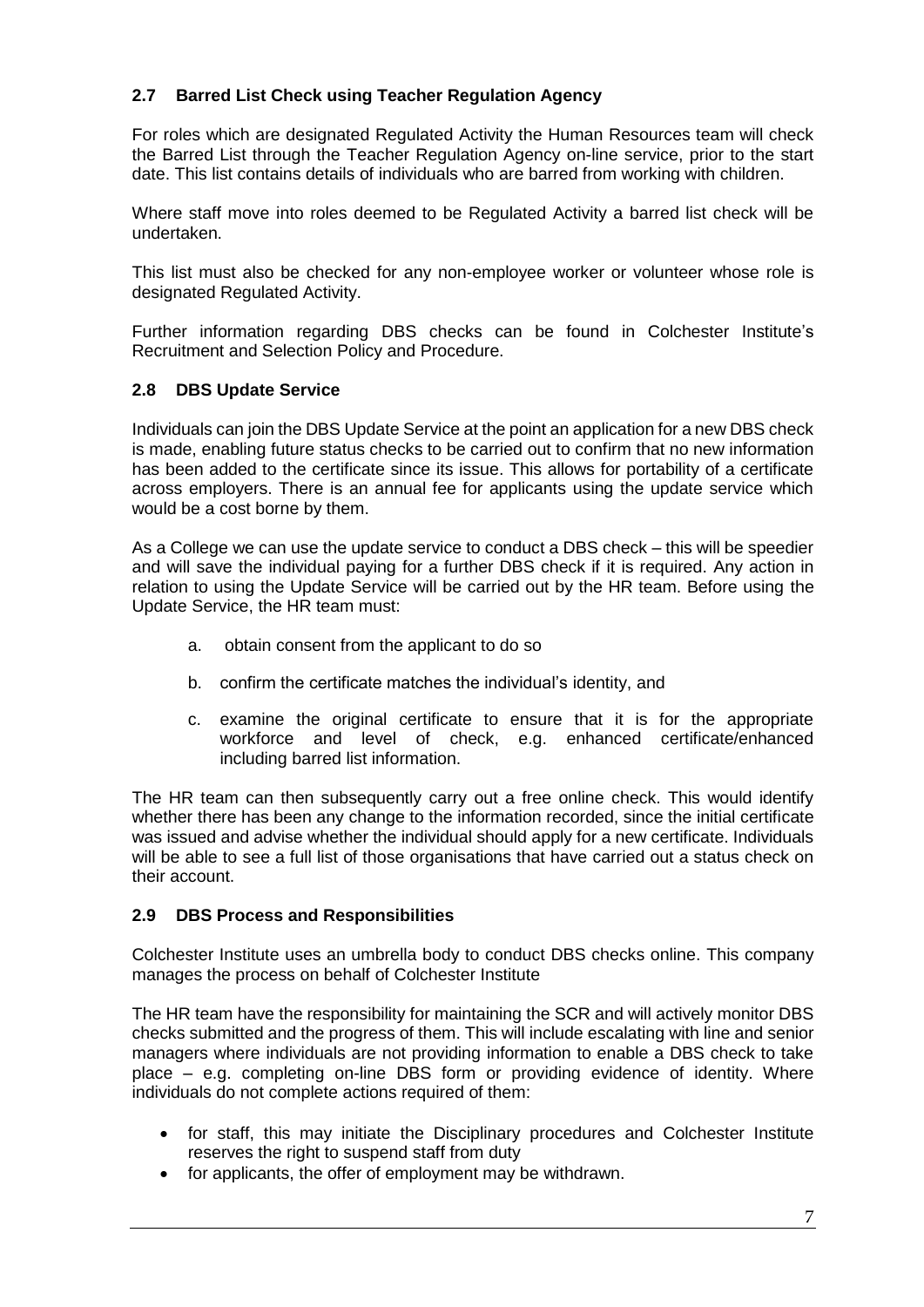### 2.7 Barred List Check using Teacher Regulation Agency

For roles which are designated Regulated Activity the Human Resources team will check the Barred List through the Teacher Regulation Agency on-line service, prior to the start date. This list contains details of individuals who are barred from working with children.

Where staff move into roles deemed to be Regulated Activity a barred list check will be undertaken.

This list must also be checked for any non-employee worker or volunteer whose role is designated Regulated Activity.

Further information regarding DBS checks can be found in Colchester Institute's Recruitment and Selection Policy and Procedure.

### 2.8 DBS Update Service

Individuals can join the DBS Update Service at the point an application for a new DBS check is made, enabling future status checks to be carried out to confirm that no new information has been added to the certificate since its issue. This allows for portability of a certificate across employers. There is an annual fee for applicants using the update service which would be a cost borne by them.

As a College we can use the update service to conduct a DBS check – this will be speedier and will save the individual paying for a further DBS check if it is required. Any action in relation to using the Update Service will be carried out by the HR team. Before using the Update Service, the HR team must:

a. obtain consent from the applicant to do so

b. confirm the certificate matches the individual's identity, and

c. examine the original certificate to ensure that it is for the appropriate workforce and level of check, e.g. enhanced certificate/enhanced including barred list information.

The HR team can then subsequently carry out a free online check. This would identify whether there has been any change to the information recorded, since the initial certificate was issued and advise whether the individual should apply for a new certificate. Individuals will be able to see a full list of those organisations that have carried out a status check on their account.

### 2.9 DBS Process and Responsibilities

Colchester Institute uses an umbrella body to conduct DBS checks online. This company manages the process on behalf of Colchester Institute

The HR team have the responsibility for maintaining the SCR and will actively monitor DBS checks submitted and the progress of them. This will include escalating with line and senior managers where individuals are not providing information to enable a DBS check to take place – e.g. completing on-line DBS form or providing evidence of identity. Where individuals do not complete actions required of them:

- for staff, this may initiate the Disciplinary procedures and Colchester Institute reserves the right to suspend staff from duty
- for applicants, the offer of employment may be withdrawn.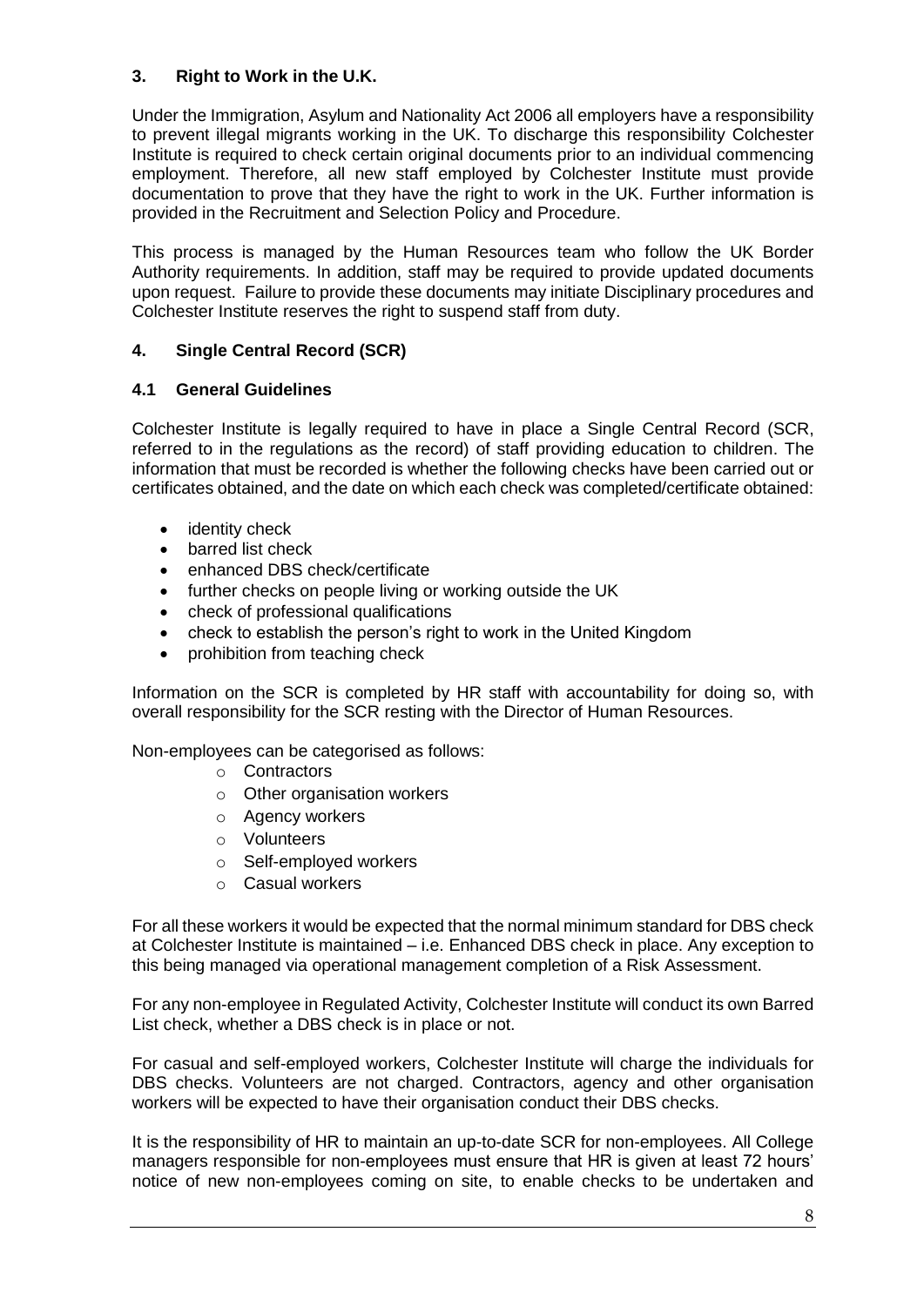## 3. Right to Work in the U.K.

Under the Immigration, Asylum and Nationality Act 2006 all employers have a responsibility to prevent illegal migrants working in the UK. To discharge this responsibility Colchester Institute is required to check certain original documents prior to an individual commencing employment. Therefore, all new staff employed by Colchester Institute must provide documentation to prove that they have the right to work in the UK. Further information is provided in the Recruitment and Selection Policy and Procedure.

This process is managed by the Human Resources team who follow the UK Border Authority requirements. In addition, staff may be required to provide updated documents upon request. Failure to provide these documents may initiate Disciplinary procedures and Colchester Institute reserves the right to suspend staff from duty.

## 4. Single Central Record (SCR)

### 4.1 General Guidelines

Colchester Institute is legally required to have in place a Single Central Record (SCR, referred to in the regulations as the record) of staff providing education to children. The information that must be recorded is whether the following checks have been carried out or certificates obtained, and the date on which each check was completed/certificate obtained:

- identity check
- barred list check
- enhanced DBS check/certificate
- further checks on people living or working outside the UK
- check of professional qualifications
- check to establish the person's right to work in the United Kingdom
- prohibition from teaching check

Information on the SCR is completed by HR staff with accountability for doing so, with overall responsibility for the SCR resting with the Director of Human Resources.

Non-employees can be categorised as follows:

- Contractors
- Other organisation workers
- Agency workers
- Volunteers
- Self-employed workers
- Casual workers

For all these workers it would be expected that the normal minimum standard for DBS check at Colchester Institute is maintained – i.e. Enhanced DBS check in place. Any exception to this being managed via operational management completion of a Risk Assessment.

For any non-employee in Regulated Activity, Colchester Institute will conduct its own Barred List check, whether a DBS check is in place or not.

For casual and self-employed workers, Colchester Institute will charge the individuals for DBS checks. Volunteers are not charged. Contractors, agency and other organisation workers will be expected to have their organisation conduct their DBS checks.

It is the responsibility of HR to maintain an up-to-date SCR for non-employees. All College managers responsible for non-employees must ensure that HR is given at least 72 hours' notice of new non-employees coming on site, to enable checks to be undertaken and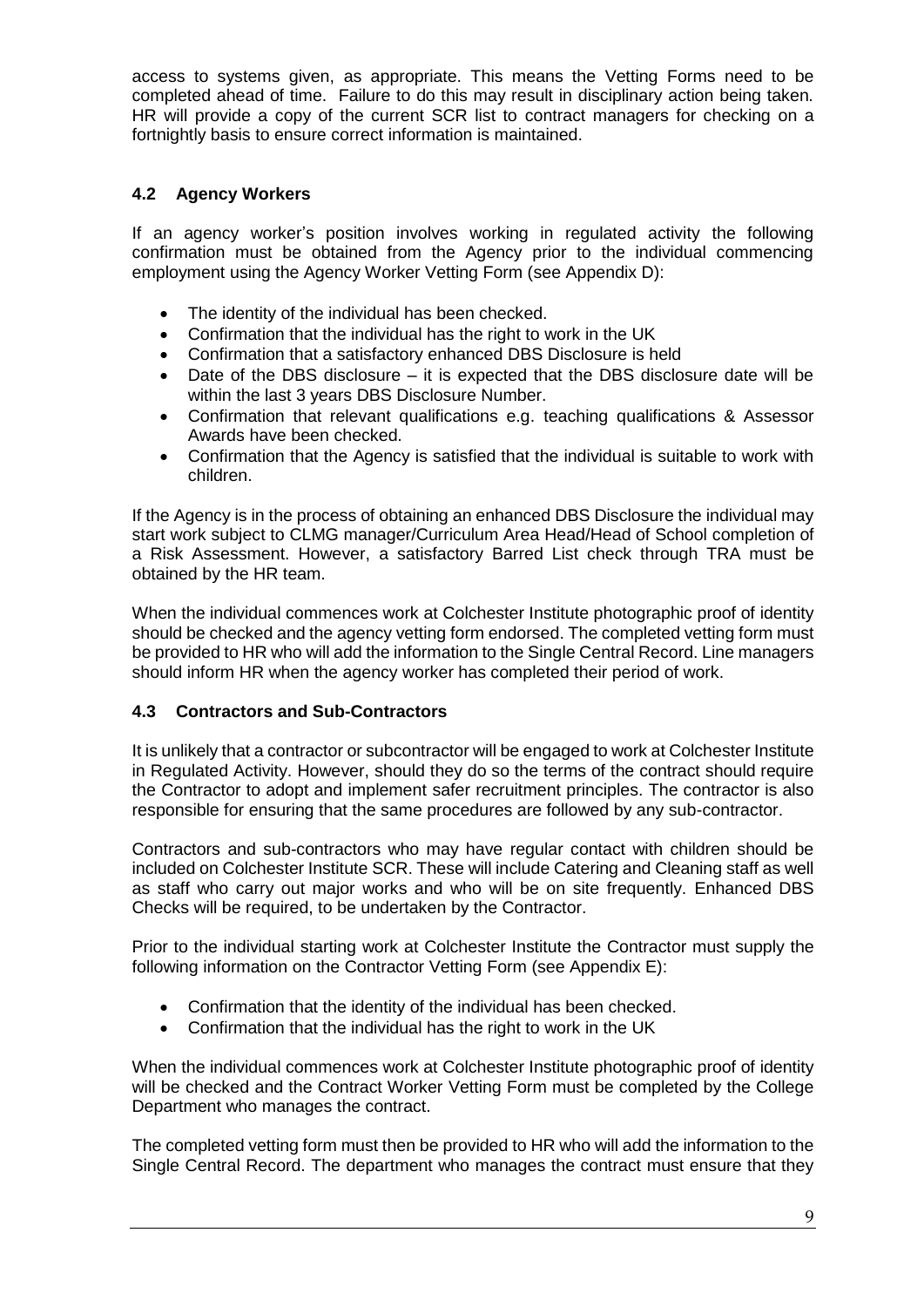access to systems given, as appropriate. This means the Vetting Forms need to be completed ahead of time. Failure to do this may result in disciplinary action being taken. HR will provide a copy of the current SCR list to contract managers for checking on a fortnightly basis to ensure correct information is maintained.

### 4.2 Agency Workers

If an agency worker's position involves working in regulated activity the following confirmation must be obtained from the Agency prior to the individual commencing employment using the Agency Worker Vetting Form (see Appendix D):

- The identity of the individual has been checked.
- Confirmation that the individual has the right to work in the UK
- Confirmation that a satisfactory enhanced DBS Disclosure is held
- Date of the DBS disclosure – it is expected that the DBS disclosure date will be within the last 3 years DBS Disclosure Number.
- Confirmation that relevant qualifications e.g. teaching qualifications & Assessor Awards have been checked.
- Confirmation that the Agency is satisfied that the individual is suitable to work with children.

If the Agency is in the process of obtaining an enhanced DBS Disclosure the individual may start work subject to CLMG manager/Curriculum Area Head/Head of School completion of a Risk Assessment. However, a satisfactory Barred List check through TRA must be obtained by the HR team.

When the individual commences work at Colchester Institute photographic proof of identity should be checked and the agency vetting form endorsed. The completed vetting form must be provided to HR who will add the information to the Single Central Record. Line managers should inform HR when the agency worker has completed their period of work.

### 4.3 Contractors and Sub-Contractors

It is unlikely that a contractor or subcontractor will be engaged to work at Colchester Institute in Regulated Activity. However, should they do so the terms of the contract should require the Contractor to adopt and implement safer recruitment principles. The contractor is also responsible for ensuring that the same procedures are followed by any sub-contractor.

Contractors and sub-contractors who may have regular contact with children should be included on Colchester Institute SCR. These will include Catering and Cleaning staff as well as staff who carry out major works and who will be on site frequently. Enhanced DBS Checks will be required, to be undertaken by the Contractor.

Prior to the individual starting work at Colchester Institute the Contractor must supply the following information on the Contractor Vetting Form (see Appendix E):

- Confirmation that the identity of the individual has been checked.
- Confirmation that the individual has the right to work in the UK

When the individual commences work at Colchester Institute photographic proof of identity will be checked and the Contract Worker Vetting Form must be completed by the College Department who manages the contract.

The completed vetting form must then be provided to HR who will add the information to the Single Central Record. The department who manages the contract must ensure that they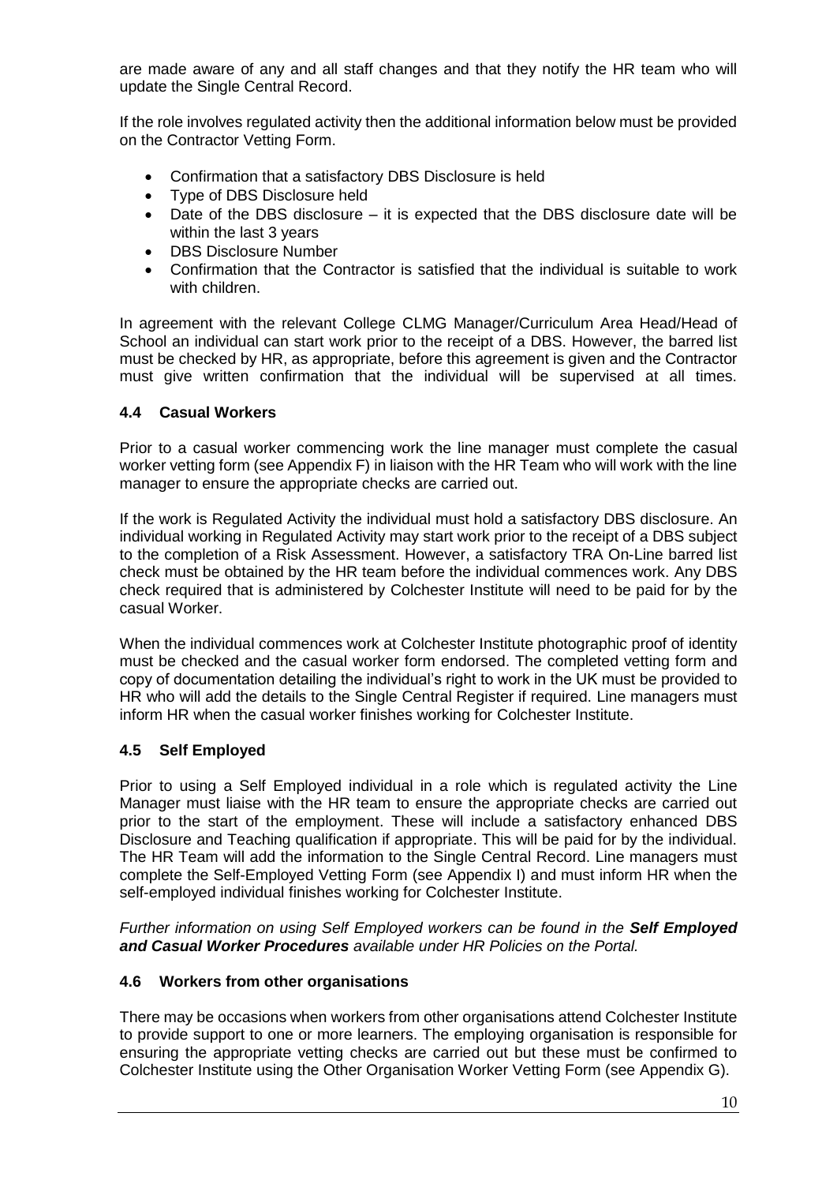are made aware of any and all staff changes and that they notify the HR team who will update the Single Central Record.

If the role involves regulated activity then the additional information below must be provided on the Contractor Vetting Form.

- Confirmation that a satisfactory DBS Disclosure is held
- Type of DBS Disclosure held
- Date of the DBS disclosure – it is expected that the DBS disclosure date will be within the last 3 years
- DBS Disclosure Number
- Confirmation that the Contractor is satisfied that the individual is suitable to work with children.

In agreement with the relevant College CLMG Manager/Curriculum Area Head/Head of School an individual can start work prior to the receipt of a DBS. However, the barred list must be checked by HR, as appropriate, before this agreement is given and the Contractor must give written confirmation that the individual will be supervised at all times.

### 4.4 Casual Workers

Prior to a casual worker commencing work the line manager must complete the casual worker vetting form (see Appendix F) in liaison with the HR Team who will work with the line manager to ensure the appropriate checks are carried out.

If the work is Regulated Activity the individual must hold a satisfactory DBS disclosure. An individual working in Regulated Activity may start work prior to the receipt of a DBS subject to the completion of a Risk Assessment. However, a satisfactory TRA On-Line barred list check must be obtained by the HR team before the individual commences work. Any DBS check required that is administered by Colchester Institute will need to be paid for by the casual Worker.

When the individual commences work at Colchester Institute photographic proof of identity must be checked and the casual worker form endorsed. The completed vetting form and copy of documentation detailing the individual's right to work in the UK must be provided to HR who will add the details to the Single Central Register if required. Line managers must inform HR when the casual worker finishes working for Colchester Institute.

### 4.5 Self Employed

Prior to using a Self Employed individual in a role which is regulated activity the Line Manager must liaise with the HR team to ensure the appropriate checks are carried out prior to the start of the employment. These will include a satisfactory enhanced DBS Disclosure and Teaching qualification if appropriate. This will be paid for by the individual. The HR Team will add the information to the Single Central Record. Line managers must complete the Self-Employed Vetting Form (see Appendix I) and must inform HR when the self-employed individual finishes working for Colchester Institute.

*Further information on using Self Employed workers can be found in the **Self Employed and Casual Worker Procedures** available under HR Policies on the Portal.*

### 4.6 Workers from other organisations

There may be occasions when workers from other organisations attend Colchester Institute to provide support to one or more learners. The employing organisation is responsible for ensuring the appropriate vetting checks are carried out but these must be confirmed to Colchester Institute using the Other Organisation Worker Vetting Form (see Appendix G).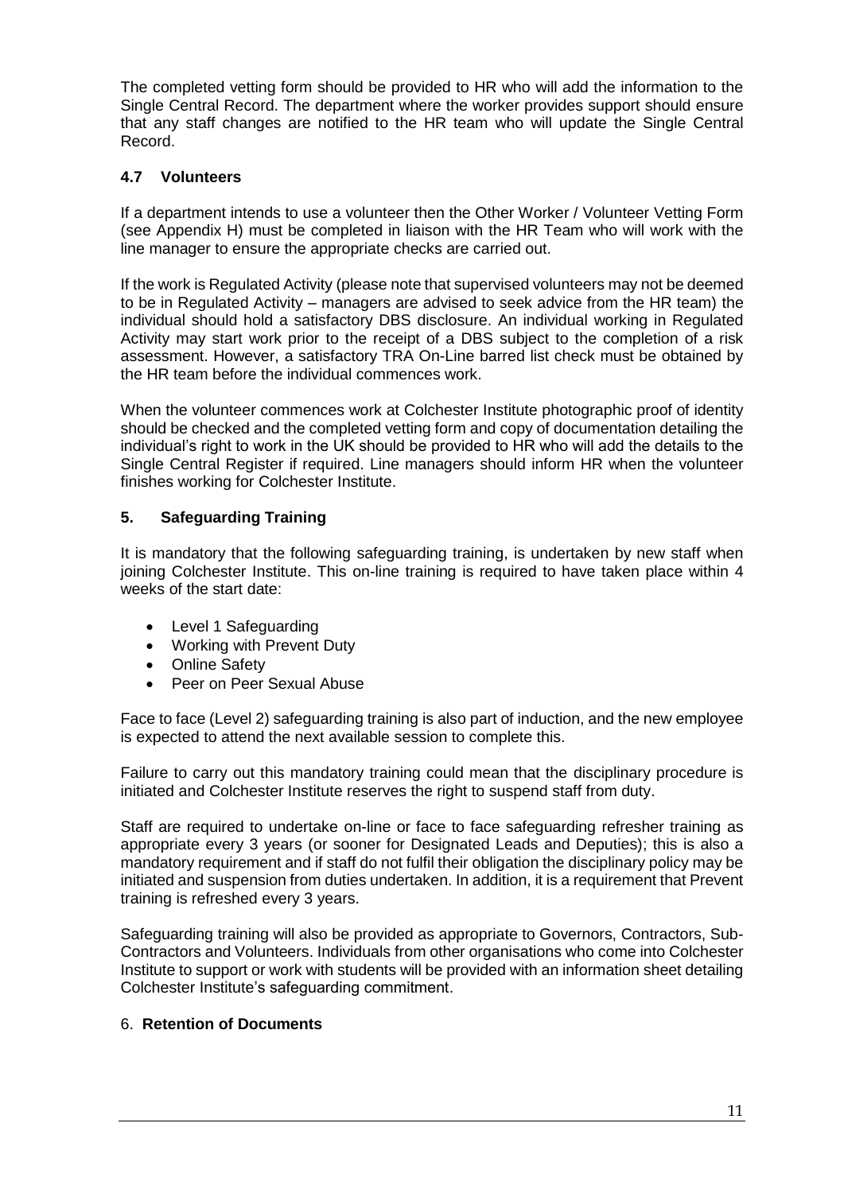The completed vetting form should be provided to HR who will add the information to the Single Central Record. The department where the worker provides support should ensure that any staff changes are notified to the HR team who will update the Single Central Record.

### 4.7 Volunteers

If a department intends to use a volunteer then the Other Worker / Volunteer Vetting Form (see Appendix H) must be completed in liaison with the HR Team who will work with the line manager to ensure the appropriate checks are carried out.

If the work is Regulated Activity (please note that supervised volunteers may not be deemed to be in Regulated Activity – managers are advised to seek advice from the HR team) the individual should hold a satisfactory DBS disclosure. An individual working in Regulated Activity may start work prior to the receipt of a DBS subject to the completion of a risk assessment. However, a satisfactory TRA On-Line barred list check must be obtained by the HR team before the individual commences work.

When the volunteer commences work at Colchester Institute photographic proof of identity should be checked and the completed vetting form and copy of documentation detailing the individual's right to work in the UK should be provided to HR who will add the details to the Single Central Register if required. Line managers should inform HR when the volunteer finishes working for Colchester Institute.

## 5. Safeguarding Training

It is mandatory that the following safeguarding training, is undertaken by new staff when joining Colchester Institute. This on-line training is required to have taken place within 4 weeks of the start date:

- Level 1 Safeguarding
- Working with Prevent Duty
- Online Safety
- Peer on Peer Sexual Abuse

Face to face (Level 2) safeguarding training is also part of induction, and the new employee is expected to attend the next available session to complete this.

Failure to carry out this mandatory training could mean that the disciplinary procedure is initiated and Colchester Institute reserves the right to suspend staff from duty.

Staff are required to undertake on-line or face to face safeguarding refresher training as appropriate every 3 years (or sooner for Designated Leads and Deputies); this is also a mandatory requirement and if staff do not fulfil their obligation the disciplinary policy may be initiated and suspension from duties undertaken. In addition, it is a requirement that Prevent training is refreshed every 3 years.

Safeguarding training will also be provided as appropriate to Governors, Contractors, Sub-Contractors and Volunteers. Individuals from other organisations who come into Colchester Institute to support or work with students will be provided with an information sheet detailing Colchester Institute's safeguarding commitment.

## 6. Retention of Documents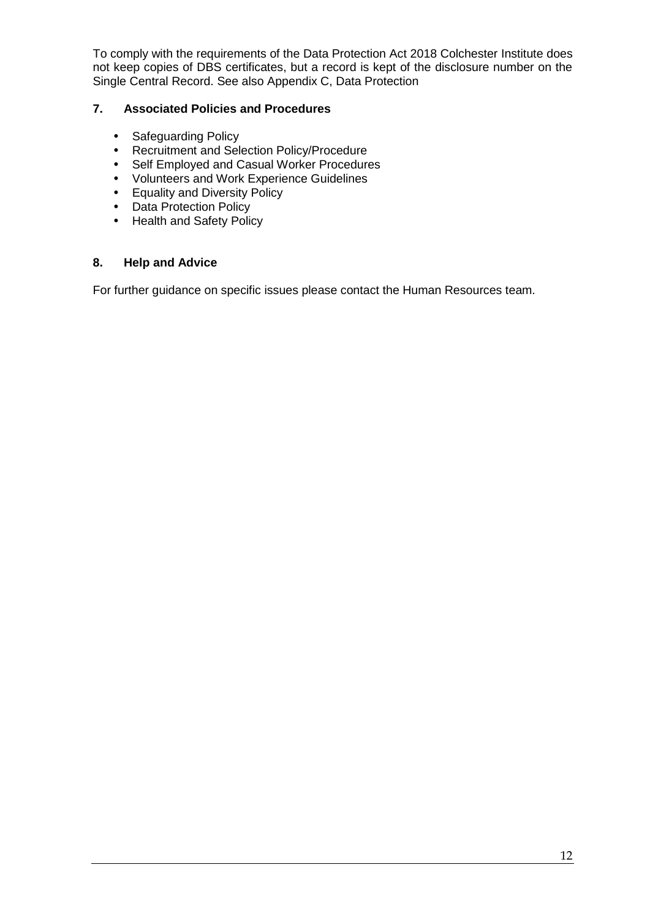To comply with the requirements of the Data Protection Act 2018 Colchester Institute does not keep copies of DBS certificates, but a record is kept of the disclosure number on the Single Central Record. See also Appendix C, Data Protection

## 7. Associated Policies and Procedures

- Safeguarding Policy
- Recruitment and Selection Policy/Procedure
- Self Employed and Casual Worker Procedures
- Volunteers and Work Experience Guidelines
- Equality and Diversity Policy
- Data Protection Policy
- Health and Safety Policy

## 8. Help and Advice

For further guidance on specific issues please contact the Human Resources team.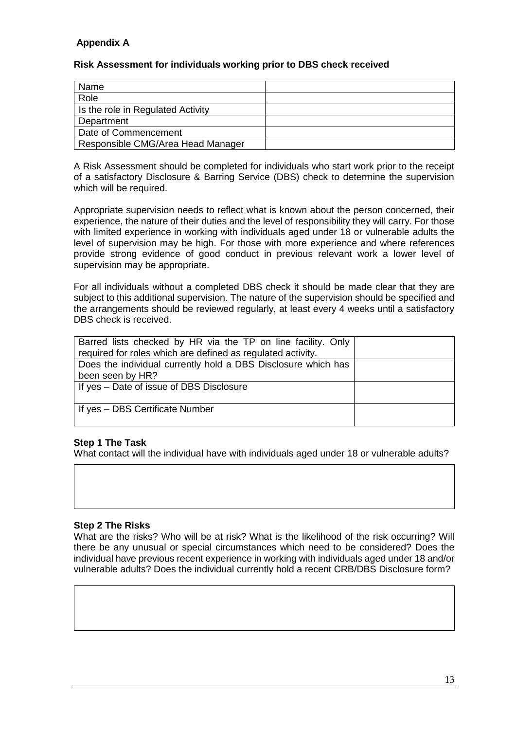## Appendix A

### Risk Assessment for individuals working prior to DBS check received

| Name | |
|---|---|
| Role | |
| Is the role in Regulated Activity | |
| Department | |
| Date of Commencement | |
| Responsible CMG/Area Head Manager | |

A Risk Assessment should be completed for individuals who start work prior to the receipt of a satisfactory Disclosure & Barring Service (DBS) check to determine the supervision which will be required.

Appropriate supervision needs to reflect what is known about the person concerned, their experience, the nature of their duties and the level of responsibility they will carry. For those with limited experience in working with individuals aged under 18 or vulnerable adults the level of supervision may be high. For those with more experience and where references provide strong evidence of good conduct in previous relevant work a lower level of supervision may be appropriate.

For all individuals without a completed DBS check it should be made clear that they are subject to this additional supervision. The nature of the supervision should be specified and the arrangements should be reviewed regularly, at least every 4 weeks until a satisfactory DBS check is received.

| Barred lists checked by HR via the TP on line facility. Only required for roles which are defined as regulated activity. | |
|---|---|
| Does the individual currently hold a DBS Disclosure which has been seen by HR? | |
| If yes – Date of issue of DBS Disclosure | |
| If yes – DBS Certificate Number | |

**Step 1 The Task**

What contact will the individual have with individuals aged under 18 or vulnerable adults?

| |
|---|
| |

**Step 2 The Risks**

What are the risks? Who will be at risk? What is the likelihood of the risk occurring? Will there be any unusual or special circumstances which need to be considered? Does the individual have previous recent experience in working with individuals aged under 18 and/or vulnerable adults? Does the individual currently hold a recent CRB/DBS Disclosure form?

| |
|---|
| |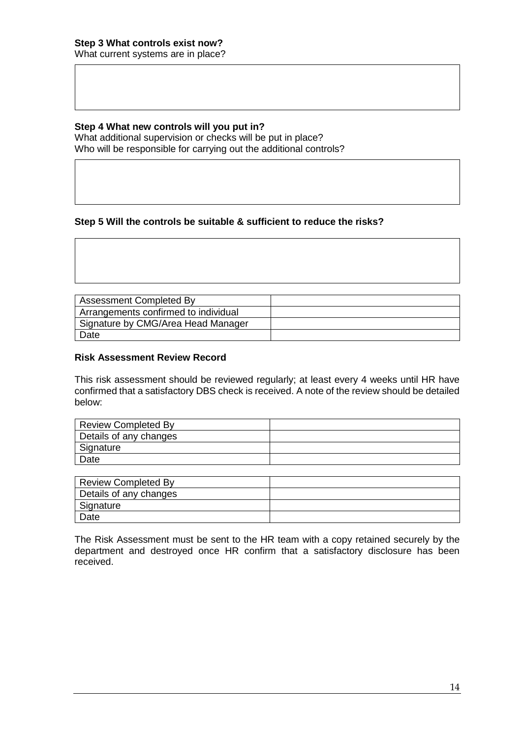**Step 3 What controls exist now?**
What current systems are in place?

| |
|---|
| |

**Step 4 What new controls will you put in?**
What additional supervision or checks will be put in place?
Who will be responsible for carrying out the additional controls?

| |
|---|
| |

**Step 5 Will the controls be suitable & sufficient to reduce the risks?**

| |
|---|
| |

| | |
|---|---|
| Assessment Completed By | |
| Arrangements confirmed to individual | |
| Signature by CMG/Area Head Manager | |
| Date | |

**Risk Assessment Review Record**

This risk assessment should be reviewed regularly; at least every 4 weeks until HR have confirmed that a satisfactory DBS check is received. A note of the review should be detailed below:

| | |
|---|---|
| Review Completed By | |
| Details of any changes | |
| Signature | |
| Date | |

| | |
|---|---|
| Review Completed By | |
| Details of any changes | |
| Signature | |
| Date | |

The Risk Assessment must be sent to the HR team with a copy retained securely by the department and destroyed once HR confirm that a satisfactory disclosure has been received.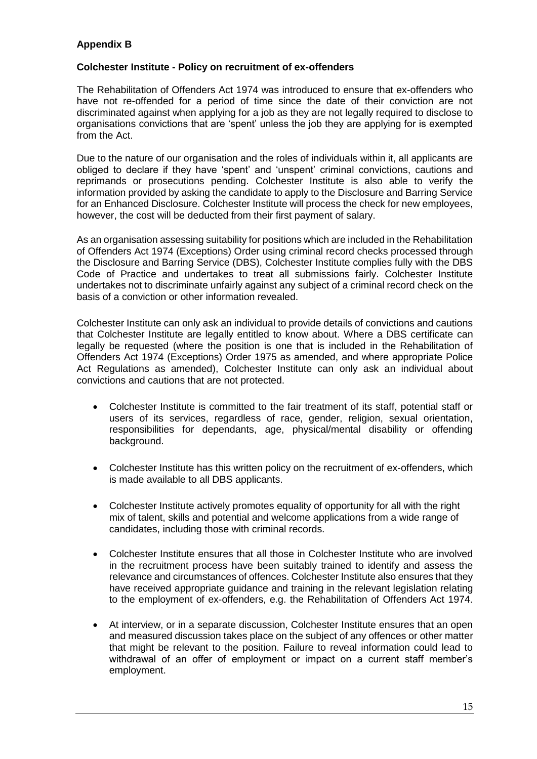**Appendix B**

**Colchester Institute - Policy on recruitment of ex-offenders**

The Rehabilitation of Offenders Act 1974 was introduced to ensure that ex-offenders who have not re-offended for a period of time since the date of their conviction are not discriminated against when applying for a job as they are not legally required to disclose to organisations convictions that are 'spent' unless the job they are applying for is exempted from the Act.

Due to the nature of our organisation and the roles of individuals within it, all applicants are obliged to declare if they have 'spent' and 'unspent' criminal convictions, cautions and reprimands or prosecutions pending. Colchester Institute is also able to verify the information provided by asking the candidate to apply to the Disclosure and Barring Service for an Enhanced Disclosure. Colchester Institute will process the check for new employees, however, the cost will be deducted from their first payment of salary.

As an organisation assessing suitability for positions which are included in the Rehabilitation of Offenders Act 1974 (Exceptions) Order using criminal record checks processed through the Disclosure and Barring Service (DBS), Colchester Institute complies fully with the DBS Code of Practice and undertakes to treat all submissions fairly. Colchester Institute undertakes not to discriminate unfairly against any subject of a criminal record check on the basis of a conviction or other information revealed.

Colchester Institute can only ask an individual to provide details of convictions and cautions that Colchester Institute are legally entitled to know about. Where a DBS certificate can legally be requested (where the position is one that is included in the Rehabilitation of Offenders Act 1974 (Exceptions) Order 1975 as amended, and where appropriate Police Act Regulations as amended), Colchester Institute can only ask an individual about convictions and cautions that are not protected.

- Colchester Institute is committed to the fair treatment of its staff, potential staff or users of its services, regardless of race, gender, religion, sexual orientation, responsibilities for dependants, age, physical/mental disability or offending background.
- Colchester Institute has this written policy on the recruitment of ex-offenders, which is made available to all DBS applicants.
- Colchester Institute actively promotes equality of opportunity for all with the right mix of talent, skills and potential and welcome applications from a wide range of candidates, including those with criminal records.
- Colchester Institute ensures that all those in Colchester Institute who are involved in the recruitment process have been suitably trained to identify and assess the relevance and circumstances of offences. Colchester Institute also ensures that they have received appropriate guidance and training in the relevant legislation relating to the employment of ex-offenders, e.g. the Rehabilitation of Offenders Act 1974.
- At interview, or in a separate discussion, Colchester Institute ensures that an open and measured discussion takes place on the subject of any offences or other matter that might be relevant to the position. Failure to reveal information could lead to withdrawal of an offer of employment or impact on a current staff member's employment.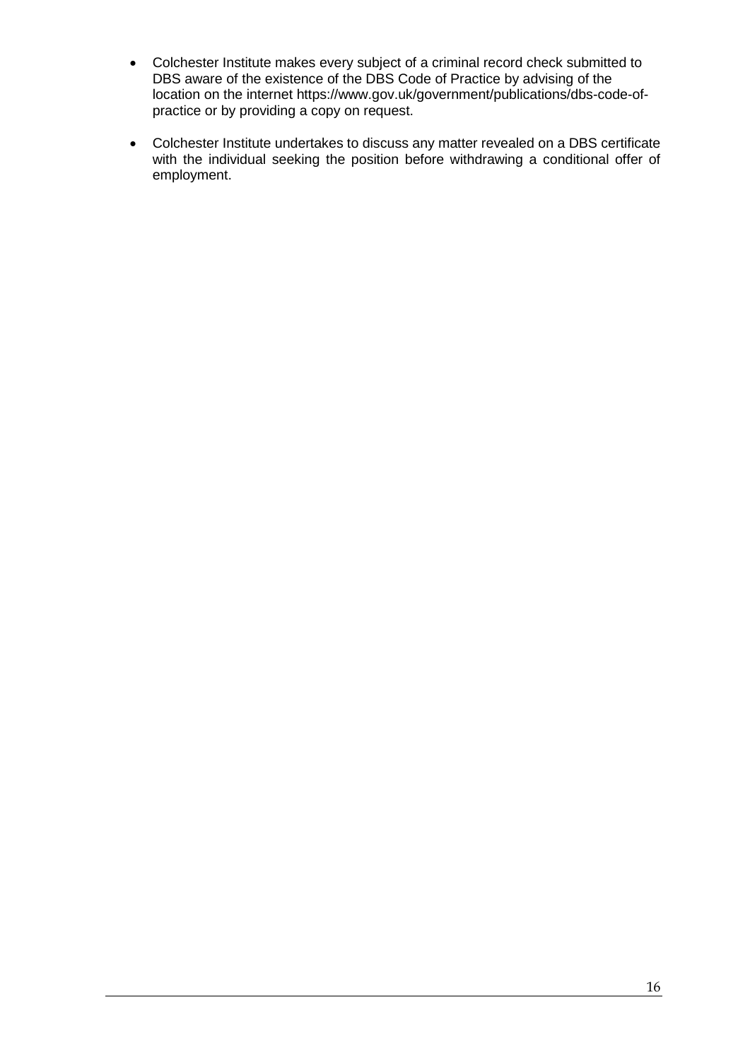- Colchester Institute makes every subject of a criminal record check submitted to DBS aware of the existence of the DBS Code of Practice by advising of the location on the internet https://www.gov.uk/government/publications/dbs-code-of-practice or by providing a copy on request.

- Colchester Institute undertakes to discuss any matter revealed on a DBS certificate with the individual seeking the position before withdrawing a conditional offer of employment.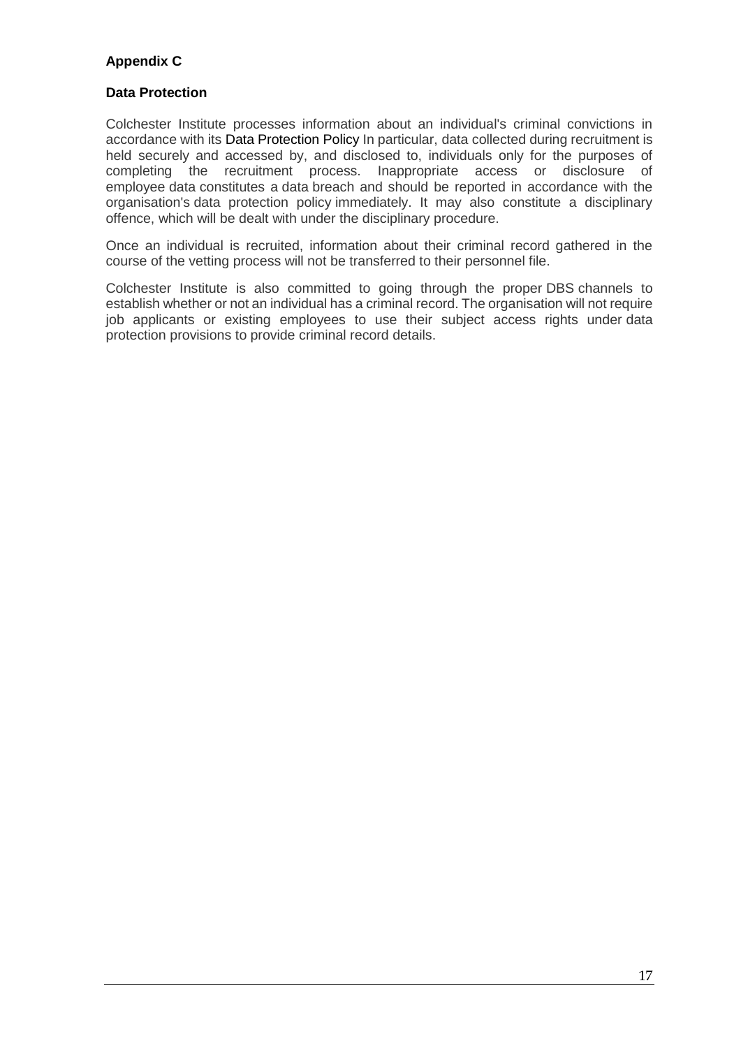**Appendix C**

**Data Protection**

Colchester Institute processes information about an individual's criminal convictions in accordance with its Data Protection Policy In particular, data collected during recruitment is held securely and accessed by, and disclosed to, individuals only for the purposes of completing the recruitment process. Inappropriate access or disclosure of employee data constitutes a data breach and should be reported in accordance with the organisation's data protection policy immediately. It may also constitute a disciplinary offence, which will be dealt with under the disciplinary procedure.

Once an individual is recruited, information about their criminal record gathered in the course of the vetting process will not be transferred to their personnel file.

Colchester Institute is also committed to going through the proper DBS channels to establish whether or not an individual has a criminal record. The organisation will not require job applicants or existing employees to use their subject access rights under data protection provisions to provide criminal record details.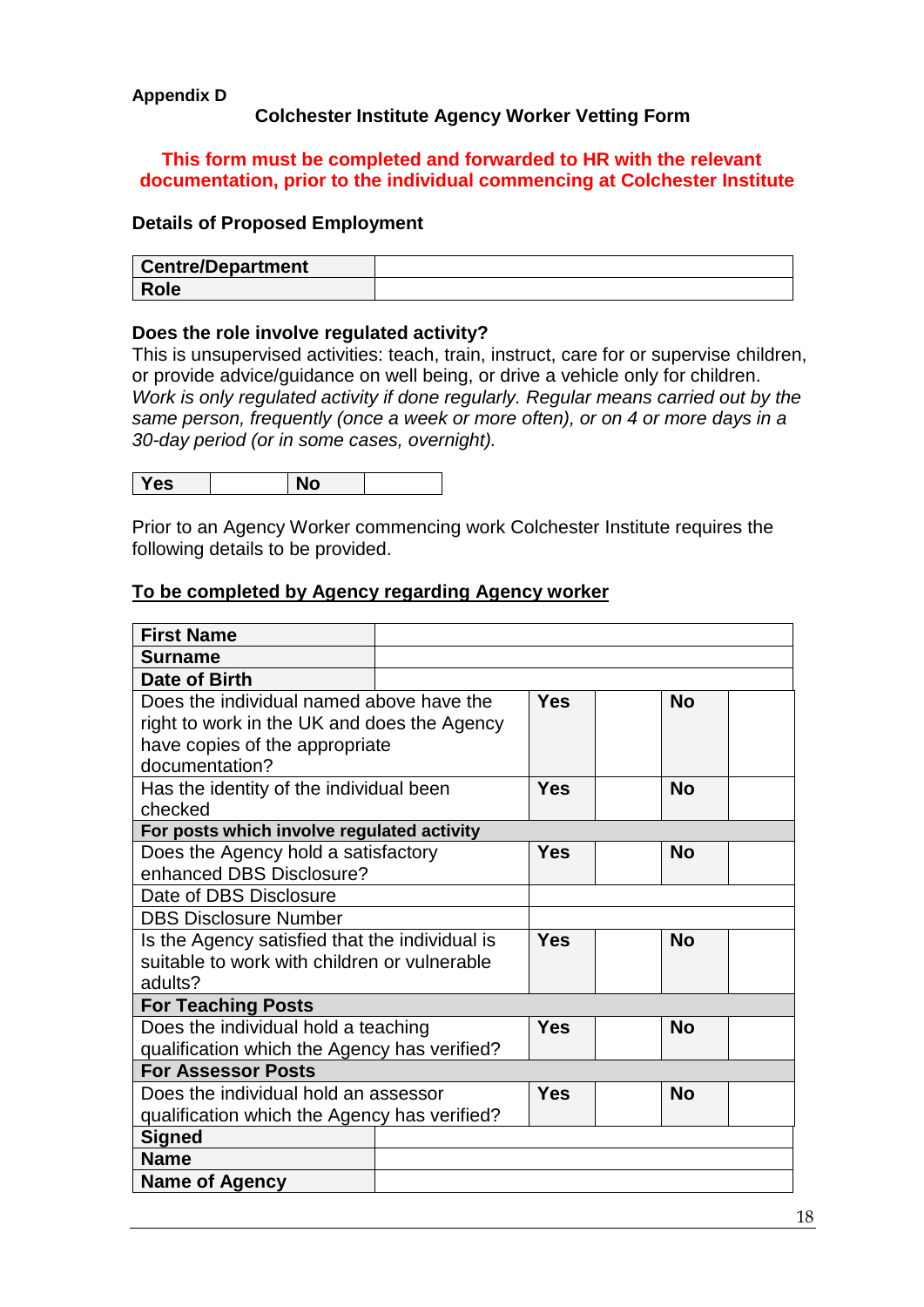**Appendix D**

## Colchester Institute Agency Worker Vetting Form

**This form must be completed and forwarded to HR with the relevant documentation, prior to the individual commencing at Colchester Institute**

### Details of Proposed Employment

| | |
|---|---|
| **Centre/Department** | |
| **Role** | |

**Does the role involve regulated activity?**

This is unsupervised activities: teach, train, instruct, care for or supervise children, or provide advice/guidance on well being, or drive a vehicle only for children. *Work is only regulated activity if done regularly. Regular means carried out by the same person, frequently (once a week or more often), or on 4 or more days in a 30-day period (or in some cases, overnight).*

| | | | |
|---|---|---|---|
| **Yes** | | **No** | |

Prior to an Agency Worker commencing work Colchester Institute requires the following details to be provided.

**<u>To be completed by Agency regarding Agency worker</u>**

| | | | | |
|---|---|---|---|---|
| **First Name** | | | | |
| **Surname** | | | | |
| **Date of Birth** | | | | |
| Does the individual named above have the right to work in the UK and does the Agency have copies of the appropriate documentation? | **Yes** | | **No** | |
| Has the identity of the individual been checked | **Yes** | | **No** | |
| **For posts which involve regulated activity** | | | | |
| Does the Agency hold a satisfactory enhanced DBS Disclosure? | **Yes** | | **No** | |
| Date of DBS Disclosure | | | | |
| DBS Disclosure Number | | | | |
| Is the Agency satisfied that the individual is suitable to work with children or vulnerable adults? | **Yes** | | **No** | |
| **For Teaching Posts** | | | | |
| Does the individual hold a teaching qualification which the Agency has verified? | **Yes** | | **No** | |
| **For Assessor Posts** | | | | |
| Does the individual hold an assessor qualification which the Agency has verified? | **Yes** | | **No** | |
| **Signed** | | | | |
| **Name** | | | | |
| **Name of Agency** | | | | |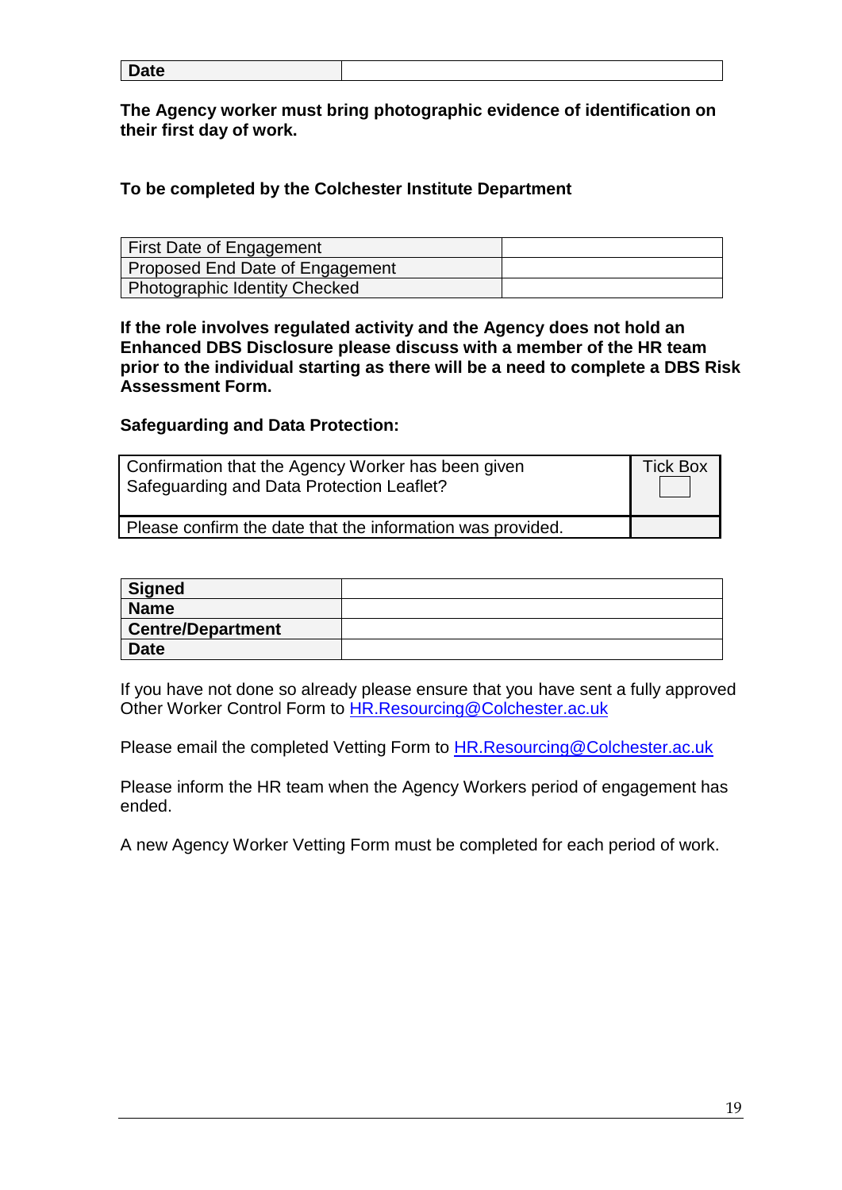| **Date** | |
|---|---|

**The Agency worker must bring photographic evidence of identification on their first day of work.**

**To be completed by the Colchester Institute Department**

| First Date of Engagement | |
|---|---|
| Proposed End Date of Engagement | |
| Photographic Identity Checked | |

**If the role involves regulated activity and the Agency does not hold an Enhanced DBS Disclosure please discuss with a member of the HR team prior to the individual starting as there will be a need to complete a DBS Risk Assessment Form.**

**Safeguarding and Data Protection:**

| Confirmation that the Agency Worker has been given Safeguarding and Data Protection Leaflet? | Tick Box ☐ |
|---|---|
| Please confirm the date that the information was provided. | |

| **Signed** | |
|---|---|
| **Name** | |
| **Centre/Department** | |
| **Date** | |

If you have not done so already please ensure that you have sent a fully approved Other Worker Control Form to HR.Resourcing@Colchester.ac.uk

Please email the completed Vetting Form to HR.Resourcing@Colchester.ac.uk

Please inform the HR team when the Agency Workers period of engagement has ended.

A new Agency Worker Vetting Form must be completed for each period of work.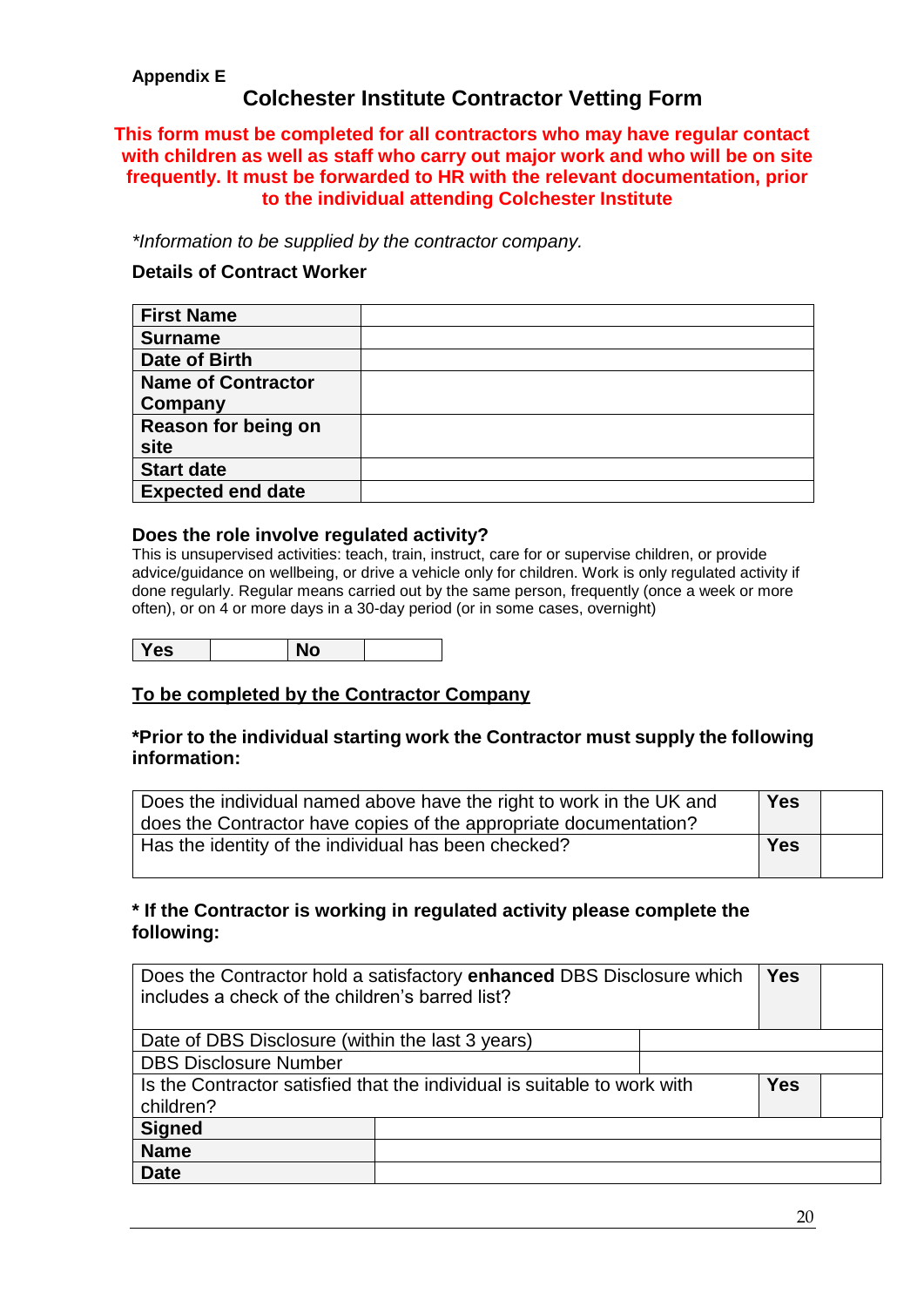**Appendix E**

# Colchester Institute Contractor Vetting Form

**This form must be completed for all contractors who may have regular contact with children as well as staff who carry out major work and who will be on site frequently. It must be forwarded to HR with the relevant documentation, prior to the individual attending Colchester Institute**

*\*Information to be supplied by the contractor company.*

**Details of Contract Worker**

| **First Name** | |
|---|---|
| **Surname** | |
| **Date of Birth** | |
| **Name of Contractor Company** | |
| **Reason for being on site** | |
| **Start date** | |
| **Expected end date** | |

### Does the role involve regulated activity?

This is unsupervised activities: teach, train, instruct, care for or supervise children, or provide advice/guidance on wellbeing, or drive a vehicle only for children. Work is only regulated activity if done regularly. Regular means carried out by the same person, frequently (once a week or more often), or on 4 or more days in a 30-day period (or in some cases, overnight)

| **Yes** | | **No** | |
|---|---|---|---|

**<u>To be completed by the Contractor Company</u>**

**\*Prior to the individual starting work the Contractor must supply the following information:**

| | | |
|---|---|---|
| Does the individual named above have the right to work in the UK and does the Contractor have copies of the appropriate documentation? | **Yes** | |
| Has the identity of the individual has been checked? | **Yes** | |

**\* If the Contractor is working in regulated activity please complete the following:**

| | | |
|---|---|---|
| Does the Contractor hold a satisfactory **enhanced** DBS Disclosure which includes a check of the children's barred list? | **Yes** | |
| Date of DBS Disclosure (within the last 3 years) | | |
| DBS Disclosure Number | | |
| Is the Contractor satisfied that the individual is suitable to work with children? | **Yes** | |
| **Signed** | | |
| **Name** | | |
| **Date** | | |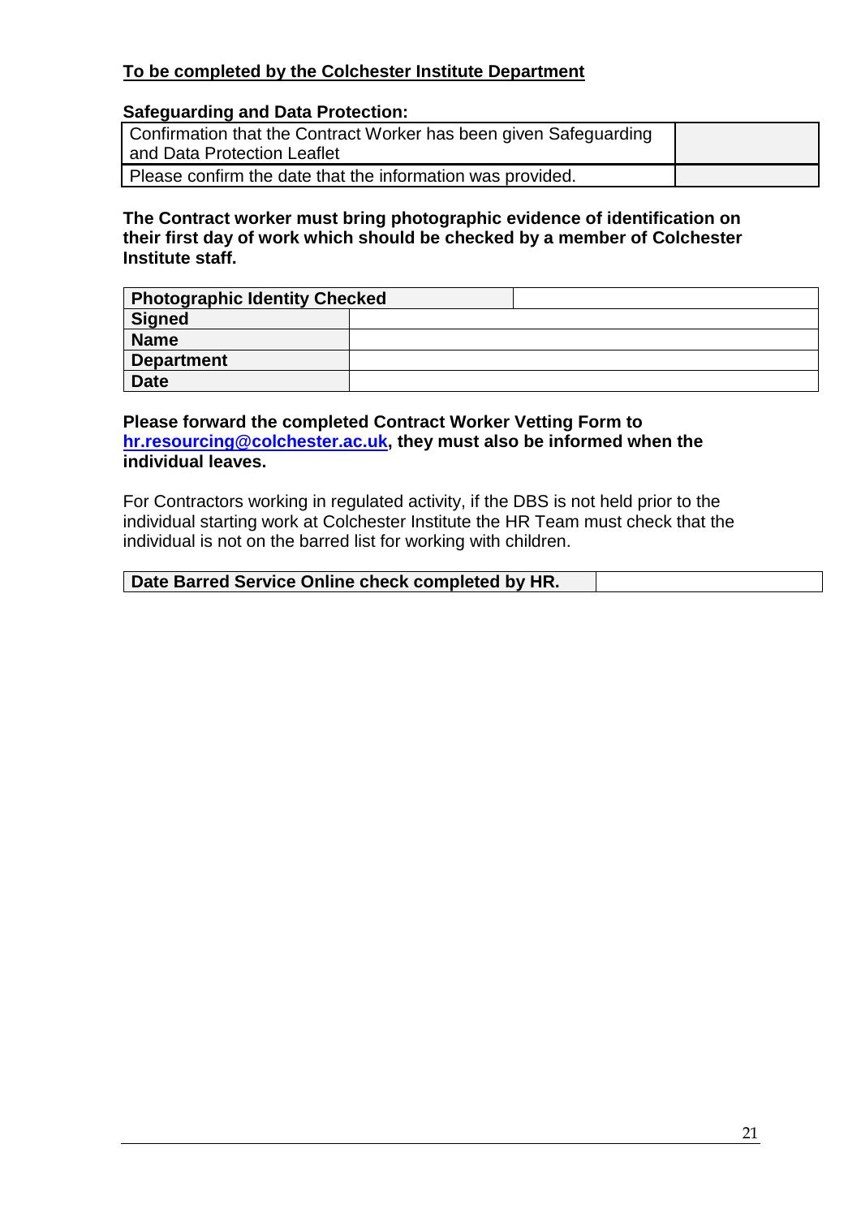**<u>To be completed by the Colchester Institute Department</u>**

**Safeguarding and Data Protection:**

| Confirmation that the Contract Worker has been given Safeguarding and Data Protection Leaflet | |
|---|---|
| Please confirm the date that the information was provided. | |

**The Contract worker must bring photographic evidence of identification on their first day of work which should be checked by a member of Colchester Institute staff.**

| **Photographic Identity Checked** | |
|---|---|
| **Signed** | |
| **Name** | |
| **Department** | |
| **Date** | |

**Please forward the completed Contract Worker Vetting Form to hr.resourcing@colchester.ac.uk, they must also be informed when the individual leaves.**

For Contractors working in regulated activity, if the DBS is not held prior to the individual starting work at Colchester Institute the HR Team must check that the individual is not on the barred list for working with children.

| **Date Barred Service Online check completed by HR.** | |
|---|---|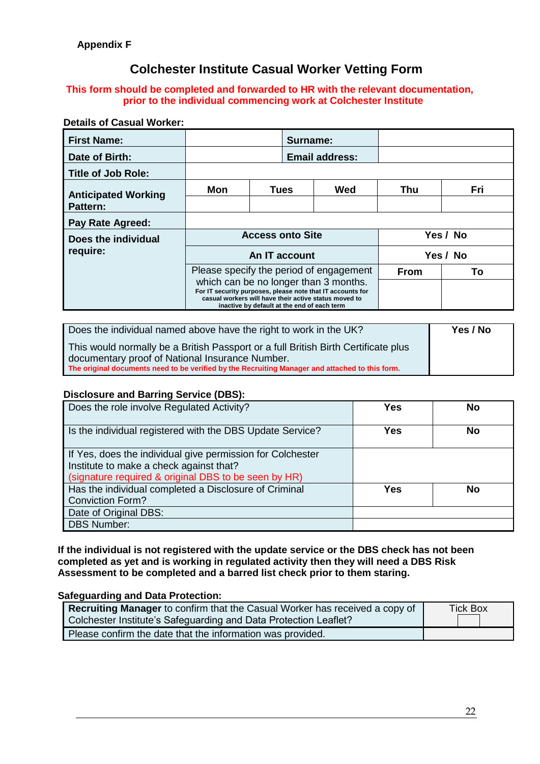**Appendix F**

# Colchester Institute Casual Worker Vetting Form

**This form should be completed and forwarded to HR with the relevant documentation, prior to the individual commencing work at Colchester Institute**

**Details of Casual Worker:**

| | | | | | |
|---|---|---|---|---|---|
| **First Name:** | | | **Surname:** | | |
| **Date of Birth:** | | | **Email address:** | | |
| **Title of Job Role:** | | | | | |
| **Anticipated Working Pattern:** | **Mon** | **Tues** | **Wed** | **Thu** | **Fri** |
| | | | | | |
| **Pay Rate Agreed:** | | | | | |
| **Does the individual require:** | **Access onto Site** | | | **Yes / No** | |
| | **An IT account** | | | **Yes / No** | |
| | Please specify the period of engagement which can be no longer than 3 months. For IT security purposes, please note that IT accounts for casual workers will have their active status moved to inactive by default at the end of each term | | | **From** | **To** |
| | | | | | |

| | |
|---|---|
| Does the individual named above have the right to work in the UK?<br><br>This would normally be a British Passport or a full British Birth Certificate plus documentary proof of National Insurance Number.<br>**The original documents need to be verified by the Recruiting Manager and attached to this form.** | **Yes / No** |

**Disclosure and Barring Service (DBS):**

| | | |
|---|---|---|
| Does the role involve Regulated Activity? | **Yes** | **No** |
| Is the individual registered with the DBS Update Service? | **Yes** | **No** |
| If Yes, does the individual give permission for Colchester Institute to make a check against that?<br>(signature required & original DBS to be seen by HR) | | |
| Has the individual completed a Disclosure of Criminal Conviction Form? | **Yes** | **No** |
| Date of Original DBS: | | |
| DBS Number: | | |

**If the individual is not registered with the update service or the DBS check has not been completed as yet and is working in regulated activity then they will need a DBS Risk Assessment to be completed and a barred list check prior to them staring.**

**Safeguarding and Data Protection:**

| | |
|---|---|
| **Recruiting Manager** to confirm that the Casual Worker has received a copy of Colchester Institute's Safeguarding and Data Protection Leaflet? | Tick Box ☐ |
| Please confirm the date that the information was provided. | |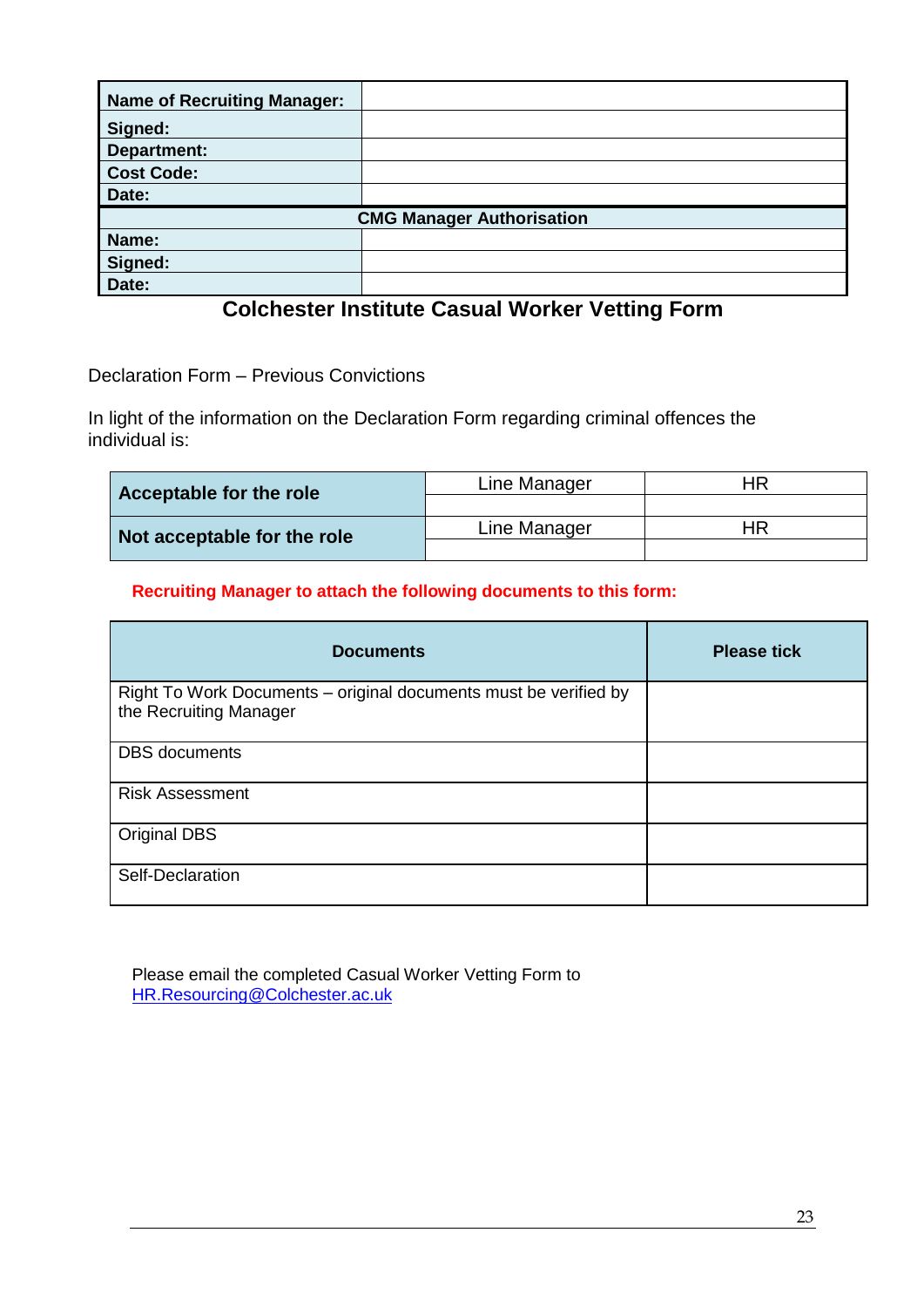| Name of Recruiting Manager: | |
|---|---|
| Signed: | |
| Department: | |
| Cost Code: | |
| Date: | |
| **CMG Manager Authorisation** | |
| Name: | |
| Signed: | |
| Date: | |

## Colchester Institute Casual Worker Vetting Form

Declaration Form – Previous Convictions

In light of the information on the Declaration Form regarding criminal offences the individual is:

| | Line Manager | HR |
|---|---|---|
| **Acceptable for the role** | | |
| | Line Manager | HR |
| **Not acceptable for the role** | | |

**Recruiting Manager to attach the following documents to this form:**

| Documents | Please tick |
|---|---|
| Right To Work Documents – original documents must be verified by the Recruiting Manager | |
| DBS documents | |
| Risk Assessment | |
| Original DBS | |
| Self-Declaration | |

Please email the completed Casual Worker Vetting Form to HR.Resourcing@Colchester.ac.uk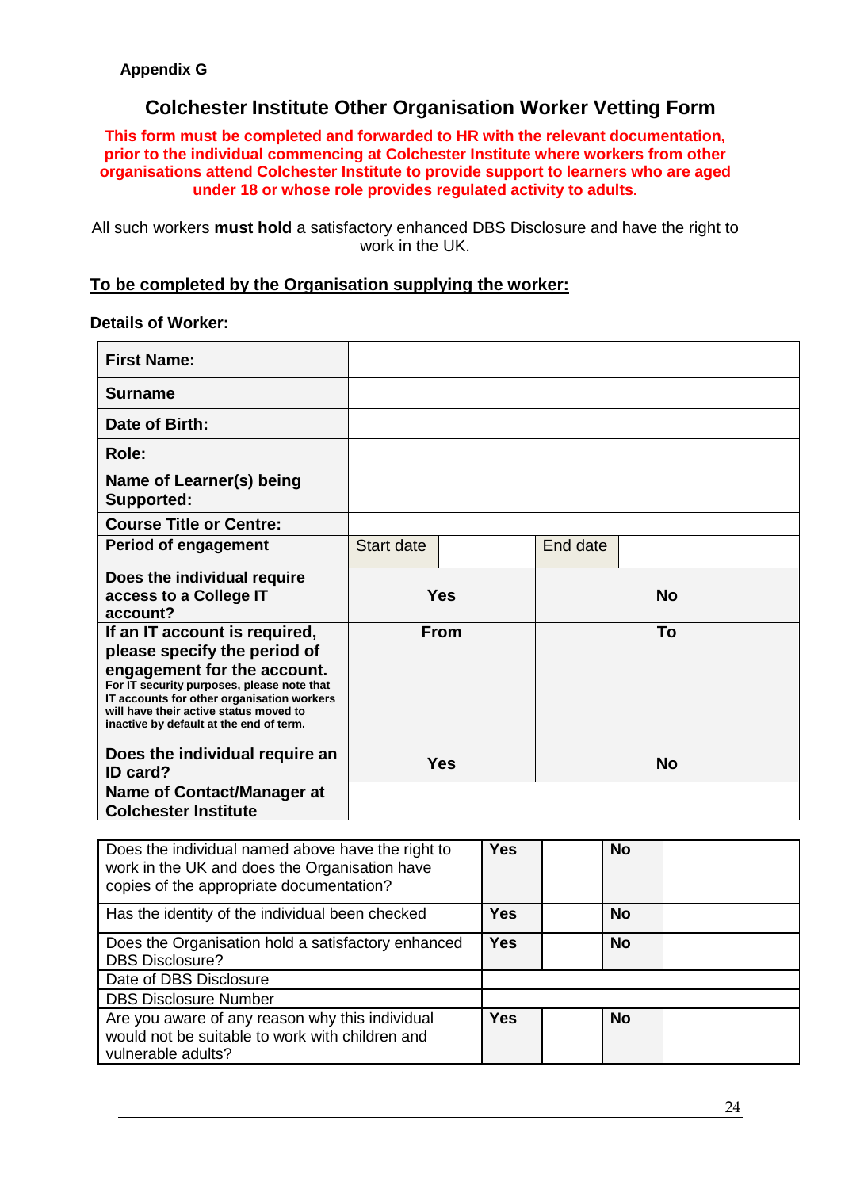**Appendix G**

# Colchester Institute Other Organisation Worker Vetting Form

**This form must be completed and forwarded to HR with the relevant documentation, prior to the individual commencing at Colchester Institute where workers from other organisations attend Colchester Institute to provide support to learners who are aged under 18 or whose role provides regulated activity to adults.**

All such workers **must hold** a satisfactory enhanced DBS Disclosure and have the right to work in the UK.

**To be completed by the Organisation supplying the worker:**

**Details of Worker:**

| | | | | |
|---|---|---|---|---|
| **First Name:** | | | | |
| **Surname** | | | | |
| **Date of Birth:** | | | | |
| **Role:** | | | | |
| **Name of Learner(s) being Supported:** | | | | |
| **Course Title or Centre:** | | | | |
| **Period of engagement** | Start date | | End date | |
| **Does the individual require access to a College IT account?** | **Yes** | | **No** | |
| **If an IT account is required, please specify the period of engagement for the account.** For IT security purposes, please note that IT accounts for other organisation workers will have their active status moved to inactive by default at the end of term. | **From** | | **To** | |
| **Does the individual require an ID card?** | **Yes** | | **No** | |
| **Name of Contact/Manager at Colchester Institute** | | | | |

| | | | | |
|---|---|---|---|---|
| Does the individual named above have the right to work in the UK and does the Organisation have copies of the appropriate documentation? | **Yes** | | **No** | |
| Has the identity of the individual been checked | **Yes** | | **No** | |
| Does the Organisation hold a satisfactory enhanced DBS Disclosure? | **Yes** | | **No** | |
| Date of DBS Disclosure | | | | |
| DBS Disclosure Number | | | | |
| Are you aware of any reason why this individual would not be suitable to work with children and vulnerable adults? | **Yes** | | **No** | |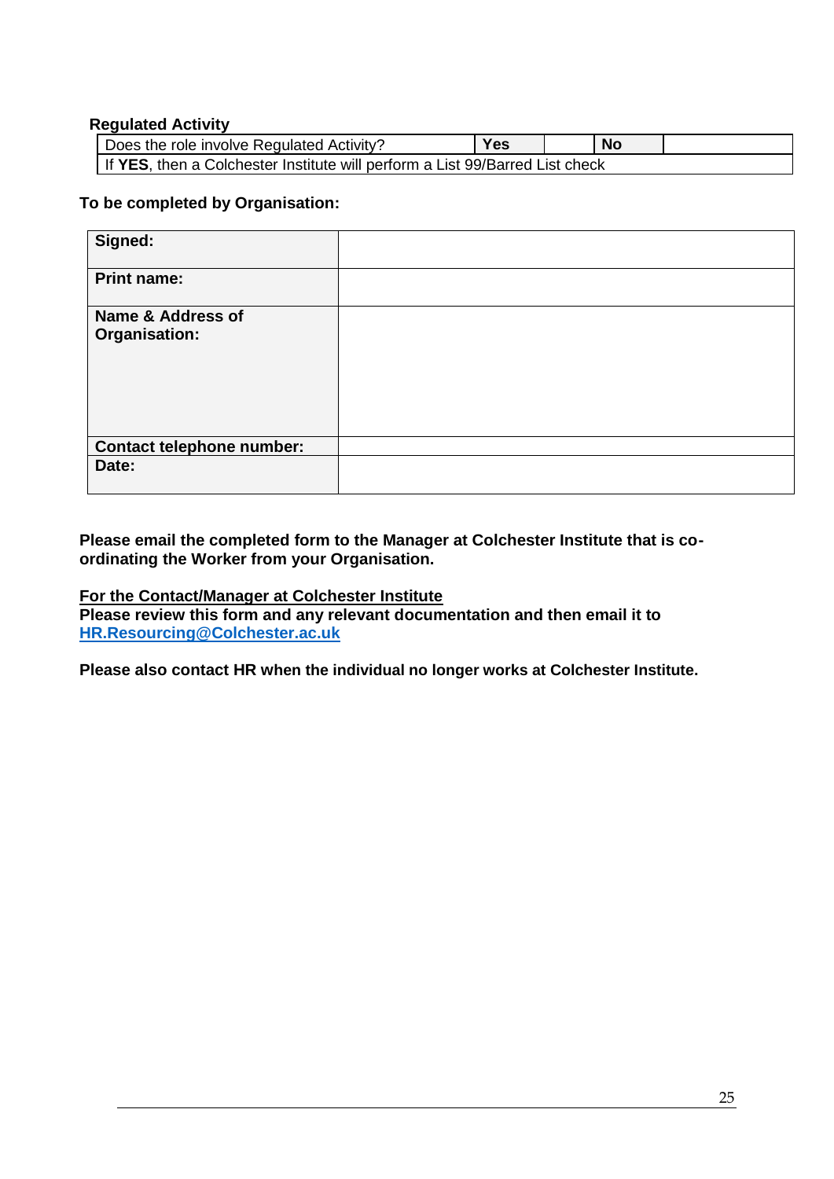**Regulated Activity**

| Does the role involve Regulated Activity? | **Yes** | | **No** | |
|---|---|---|---|---|
| If **YES**, then a Colchester Institute will perform a List 99/Barred List check | | | | |

**To be completed by Organisation:**

| | |
|---|---|
| **Signed:** | |
| **Print name:** | |
| **Name & Address of Organisation:** | |
| **Contact telephone number:** | |
| **Date:** | |

**Please email the completed form to the Manager at Colchester Institute that is co-ordinating the Worker from your Organisation.**

**<u>For the Contact/Manager at Colchester Institute</u>**
**Please review this form and any relevant documentation and then email it to [HR.Resourcing@Colchester.ac.uk](mailto:HR.Resourcing@Colchester.ac.uk)**

**Please also contact HR when the individual no longer works at Colchester Institute.**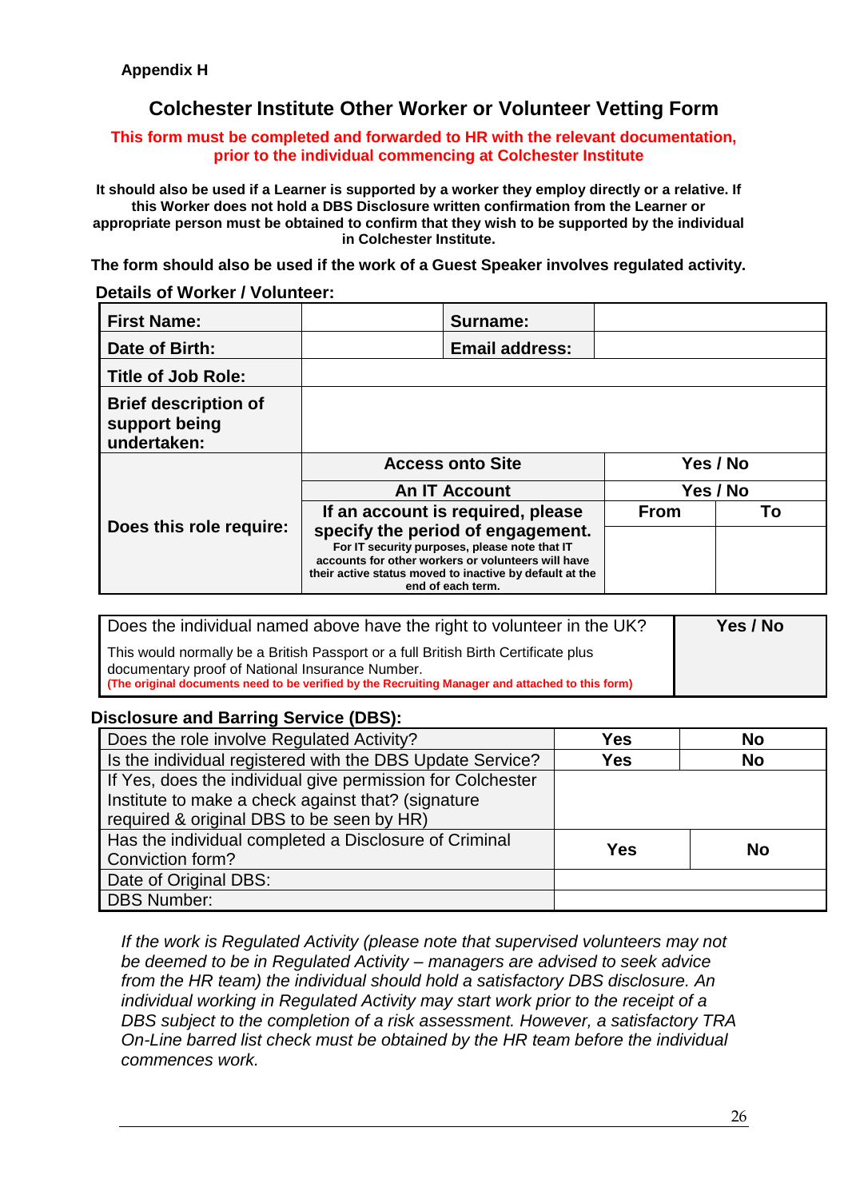**Appendix H**

## Colchester Institute Other Worker or Volunteer Vetting Form

**This form must be completed and forwarded to HR with the relevant documentation, prior to the individual commencing at Colchester Institute**

**It should also be used if a Learner is supported by a worker they employ directly or a relative. If this Worker does not hold a DBS Disclosure written confirmation from the Learner or appropriate person must be obtained to confirm that they wish to be supported by the individual in Colchester Institute.**

**The form should also be used if the work of a Guest Speaker involves regulated activity.**

**Details of Worker / Volunteer:**

| **First Name:** | | **Surname:** | |
|---|---|---|---|
| **Date of Birth:** | | **Email address:** | |
| **Title of Job Role:** | | | |
| **Brief description of support being undertaken:** | | | |
| **Does this role require:** | **Access onto Site** | **Yes / No** | |
| | **An IT Account** | **Yes / No** | |
| | **If an account is required, please specify the period of engagement.** For IT security purposes, please note that IT accounts for other workers or volunteers will have their active status moved to inactive by default at the end of each term. | **From** | **To** |
| | | | |

| Does the individual named above have the right to volunteer in the UK?<br>This would normally be a British Passport or a full British Birth Certificate plus documentary proof of National Insurance Number.<br>**(The original documents need to be verified by the Recruiting Manager and attached to this form)** | **Yes / No** |
|---|---|

**Disclosure and Barring Service (DBS):**

| Does the role involve Regulated Activity? | **Yes** | **No** |
|---|---|---|
| Is the individual registered with the DBS Update Service? | **Yes** | **No** |
| If Yes, does the individual give permission for Colchester Institute to make a check against that? (signature required & original DBS to be seen by HR) | | |
| Has the individual completed a Disclosure of Criminal Conviction form? | **Yes** | **No** |
| Date of Original DBS: | | |
| DBS Number: | | |

*If the work is Regulated Activity (please note that supervised volunteers may not be deemed to be in Regulated Activity – managers are advised to seek advice from the HR team) the individual should hold a satisfactory DBS disclosure. An individual working in Regulated Activity may start work prior to the receipt of a DBS subject to the completion of a risk assessment. However, a satisfactory TRA On-Line barred list check must be obtained by the HR team before the individual commences work.*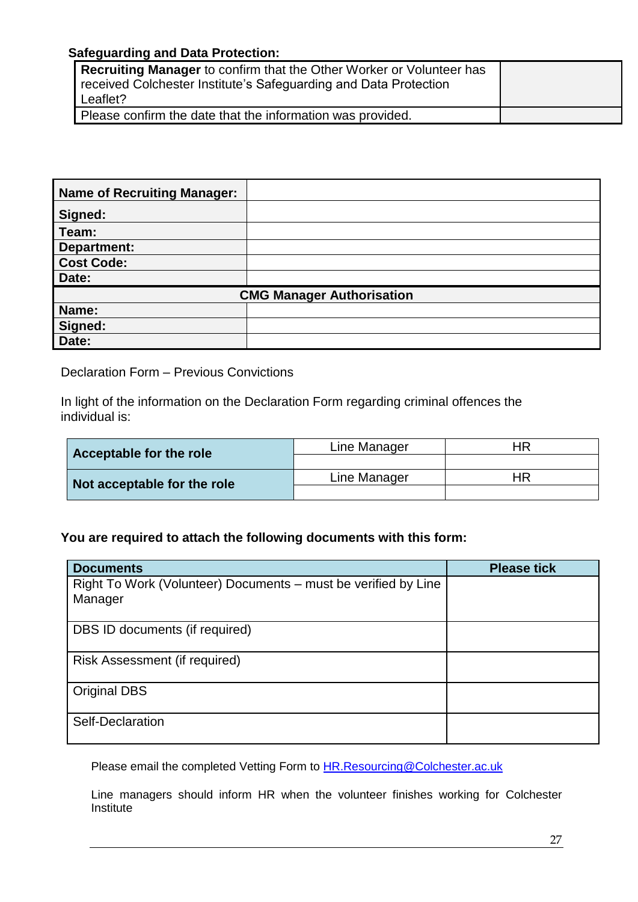**Safeguarding and Data Protection:**

| | |
|---|---|
| **Recruiting Manager** to confirm that the Other Worker or Volunteer has received Colchester Institute's Safeguarding and Data Protection Leaflet? | |
| Please confirm the date that the information was provided. | |

| | |
|---|---|
| **Name of Recruiting Manager:** | |
| **Signed:** | |
| **Team:** | |
| **Department:** | |
| **Cost Code:** | |
| **Date:** | |
| **CMG Manager Authorisation** | |
| **Name:** | |
| **Signed:** | |
| **Date:** | |

Declaration Form – Previous Convictions

In light of the information on the Declaration Form regarding criminal offences the individual is:

| | Line Manager | HR |
|---|---|---|
| **Acceptable for the role** | | |
| | Line Manager | HR |
| **Not acceptable for the role** | | |

**You are required to attach the following documents with this form:**

| **Documents** | **Please tick** |
|---|---|
| Right To Work (Volunteer) Documents – must be verified by Line Manager | |
| DBS ID documents (if required) | |
| Risk Assessment (if required) | |
| Original DBS | |
| Self-Declaration | |

Please email the completed Vetting Form to HR.Resourcing@Colchester.ac.uk

Line managers should inform HR when the volunteer finishes working for Colchester Institute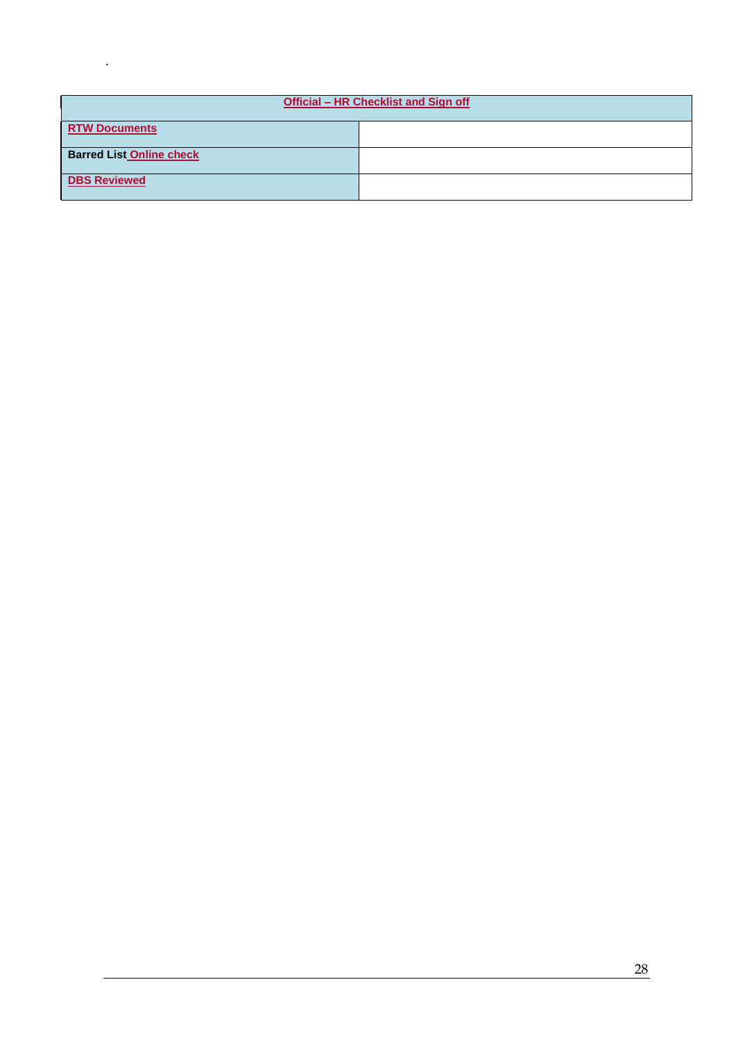.

| Official – HR Checklist and Sign off | |
|---|---|
| RTW Documents | |
| Barred List Online check | |
| DBS Reviewed | |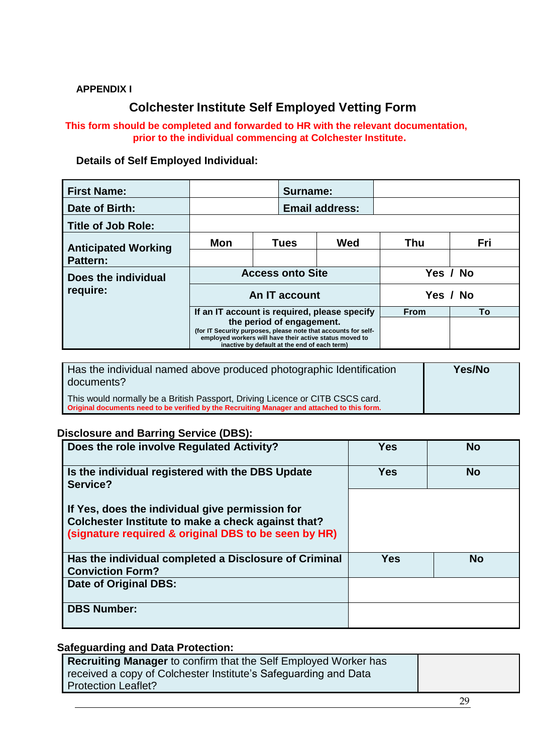**APPENDIX I**

## Colchester Institute Self Employed Vetting Form

**This form should be completed and forwarded to HR with the relevant documentation, prior to the individual commencing at Colchester Institute.**

**Details of Self Employed Individual:**

| **First Name:** | | | **Surname:** | | |
|---|---|---|---|---|---|
| **Date of Birth:** | | | **Email address:** | | |
| **Title of Job Role:** | | | | | |
| **Anticipated Working Pattern:** | **Mon** | **Tues** | **Wed** | **Thu** | **Fri** |
| | | | | | |
| **Does the individual require:** | **Access onto Site** | | | **Yes / No** | |
| | **An IT account** | | | **Yes / No** | |
| | **If an IT account is required, please specify the period of engagement.** (for IT Security purposes, please note that accounts for self-employed workers will have their active status moved to inactive by default at the end of each term) | | | **From** | **To** |
| | | | | | |

| Has the individual named above produced photographic Identification documents?<br><br>This would normally be a British Passport, Driving Licence or CITB CSCS card.<br>**Original documents need to be verified by the Recruiting Manager and attached to this form.** | **Yes/No** |
|---|---|

**Disclosure and Barring Service (DBS):**

| **Does the role involve Regulated Activity?** | **Yes** | **No** |
|---|---|---|
| **Is the individual registered with the DBS Update Service?** | **Yes** | **No** |
| **If Yes, does the individual give permission for Colchester Institute to make a check against that?** **(signature required & original DBS to be seen by HR)** | | |
| **Has the individual completed a Disclosure of Criminal Conviction Form?** | **Yes** | **No** |
| **Date of Original DBS:** | | |
| **DBS Number:** | | |

**Safeguarding and Data Protection:**

| **Recruiting Manager** to confirm that the Self Employed Worker has received a copy of Colchester Institute's Safeguarding and Data Protection Leaflet? | |
|---|---|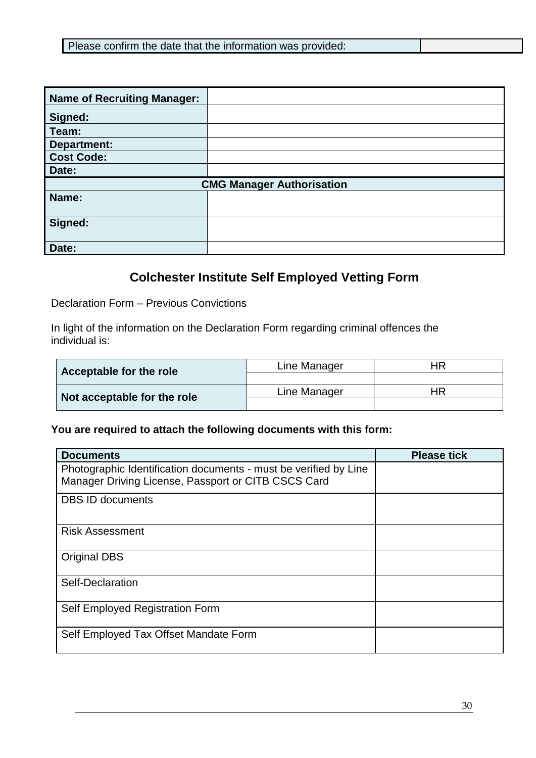| Please confirm the date that the information was provided: | |
|---|---|

| **Name of Recruiting Manager:** | |
|---|---|
| **Signed:** | |
| **Team:** | |
| **Department:** | |
| **Cost Code:** | |
| **Date:** | |
| **CMG Manager Authorisation** | |
| **Name:** | |
| **Signed:** | |
| **Date:** | |

## Colchester Institute Self Employed Vetting Form

Declaration Form – Previous Convictions

In light of the information on the Declaration Form regarding criminal offences the individual is:

| | Line Manager | HR |
|---|---|---|
| **Acceptable for the role** | | |
| | Line Manager | HR |
| **Not acceptable for the role** | | |

**You are required to attach the following documents with this form:**

| **Documents** | **Please tick** |
|---|---|
| Photographic Identification documents - must be verified by Line Manager Driving License, Passport or CITB CSCS Card | |
| DBS ID documents | |
| Risk Assessment | |
| Original DBS | |
| Self-Declaration | |
| Self Employed Registration Form | |
| Self Employed Tax Offset Mandate Form | |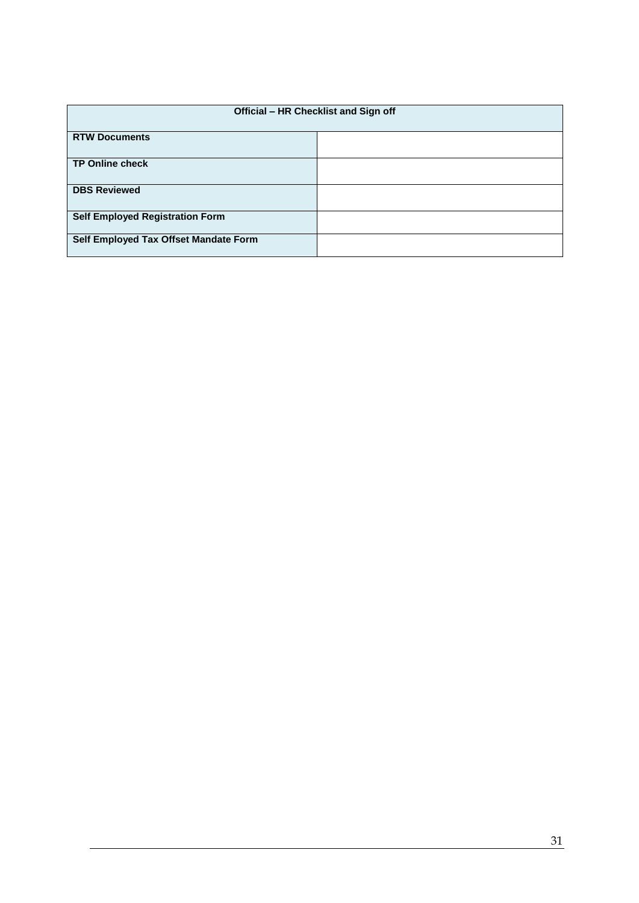| Official – HR Checklist and Sign off | |
|---|---|
| **RTW Documents** | |
| **TP Online check** | |
| **DBS Reviewed** | |
| **Self Employed Registration Form** | |
| **Self Employed Tax Offset Mandate Form** | |